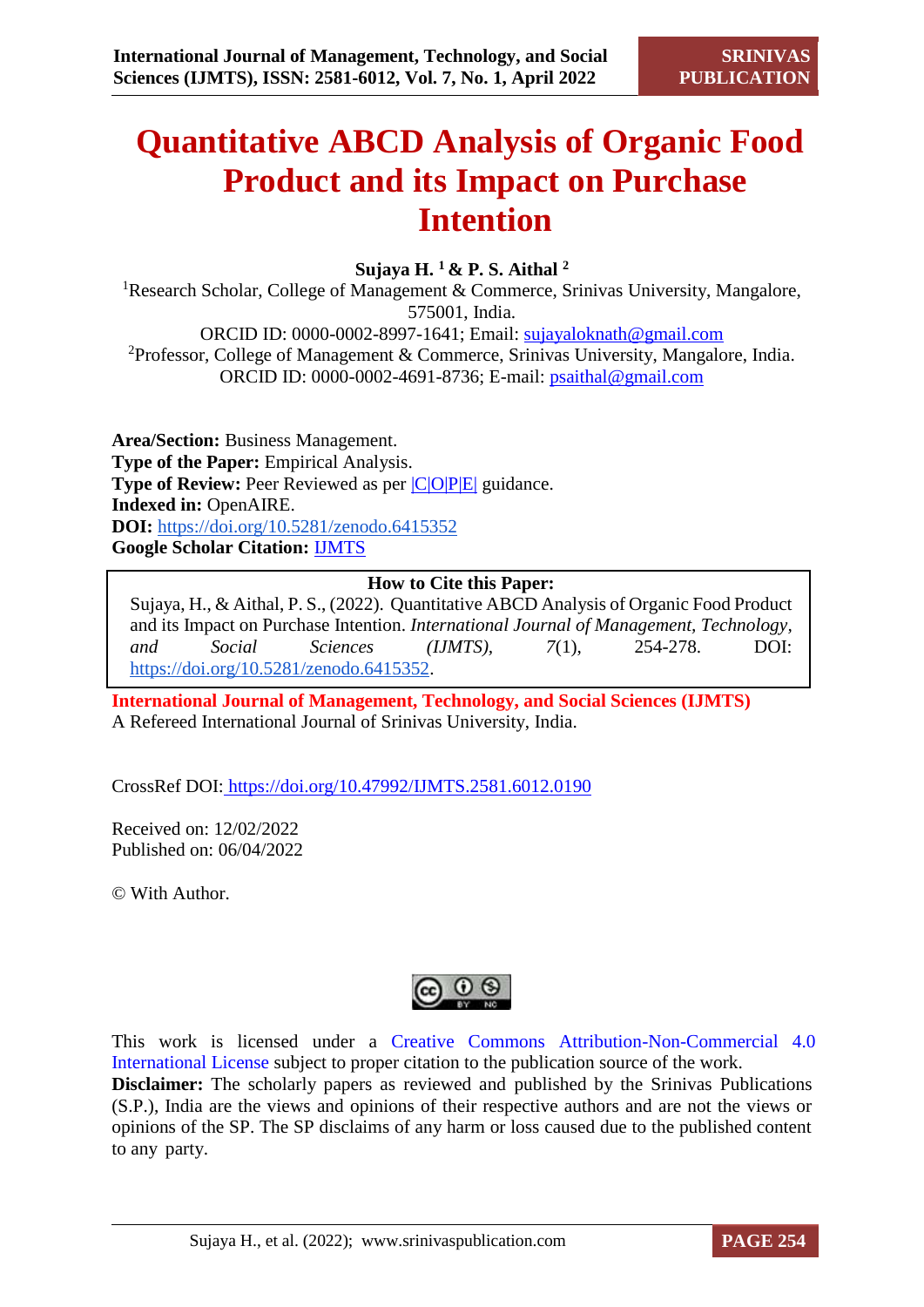# Quantitative ABCD Analysis of Organic Food Product and its Impact on Purchase Intention

**Sujaya H.** [1] **& P. S. Aithal** [2]

[1] Research Scholar, College of Management & Commerce, Srinivas University, Mangalore, 575001, India.
ORCID ID: 0000-0002-8997-1641; Email: sujayaloknath@gmail.com

[2] Professor, College of Management & Commerce, Srinivas University, Mangalore, India.
ORCID ID: 0000-0002-4691-8736; E-mail: psaithal@gmail.com

**Area/Section:** Business Management.
**Type of the Paper:** Empirical Analysis.
**Type of Review:** Peer Reviewed as per |C|O|P|E| guidance.
**Indexed in:** OpenAIRE.
**DOI:** https://doi.org/10.5281/zenodo.6415352
**Google Scholar Citation:** IJMTS

**How to Cite this Paper:**

Sujaya, H., & Aithal, P. S., (2022). Quantitative ABCD Analysis of Organic Food Product and its Impact on Purchase Intention. *International Journal of Management, Technology, and Social Sciences (IJMTS), 7*(1), 254-278. DOI: https://doi.org/10.5281/zenodo.6415352.

**International Journal of Management, Technology, and Social Sciences (IJMTS)**
A Refereed International Journal of Srinivas University, India.

CrossRef DOI: https://doi.org/10.47992/IJMTS.2581.6012.0190

Received on: 12/02/2022
Published on: 06/04/2022

© With Author.

This work is licensed under a Creative Commons Attribution-Non-Commercial 4.0 International License subject to proper citation to the publication source of the work.

**Disclaimer:** The scholarly papers as reviewed and published by the Srinivas Publications (S.P.), India are the views and opinions of their respective authors and are not the views or opinions of the SP. The SP disclaims of any harm or loss caused due to the published content to any party.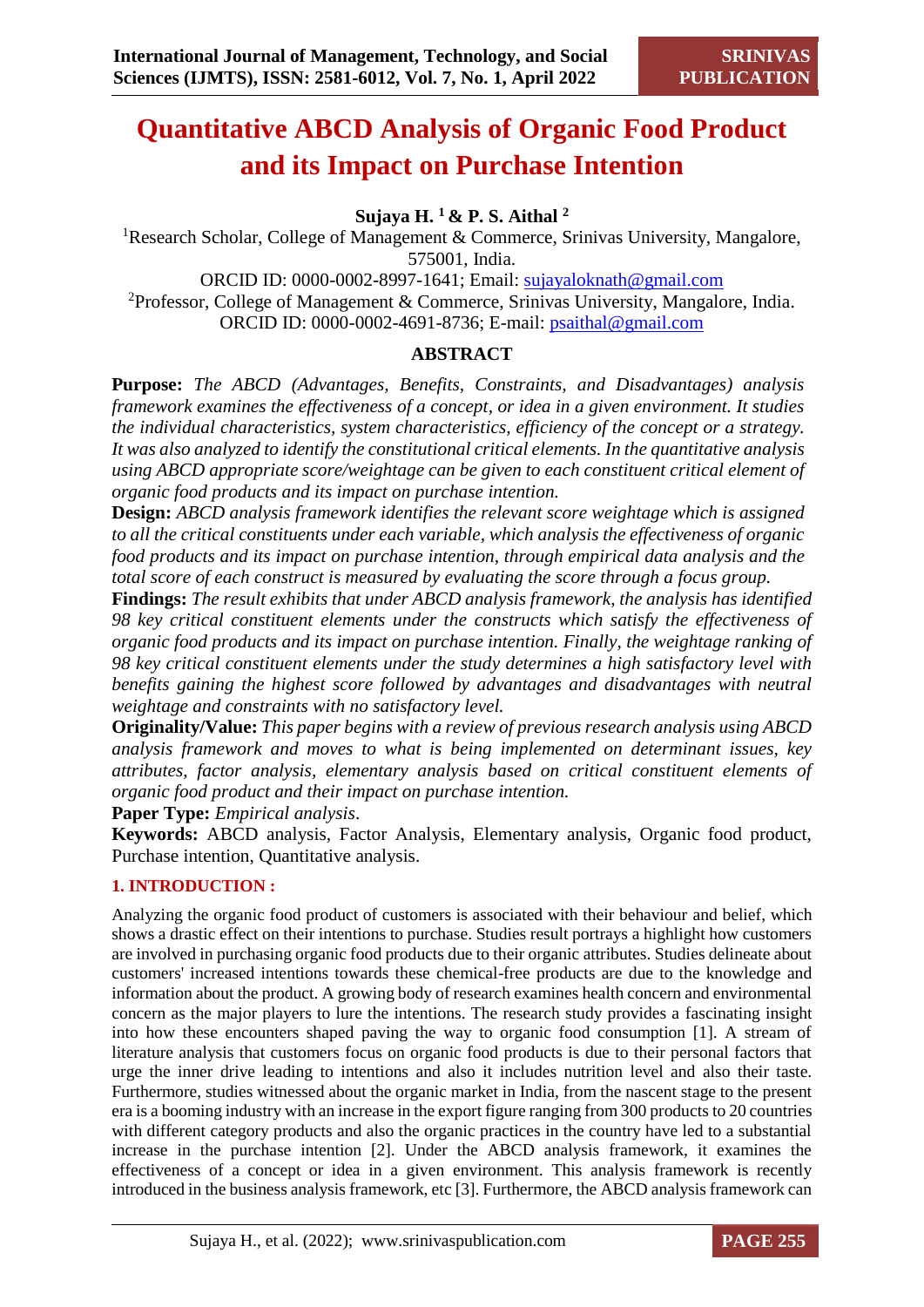# Quantitative ABCD Analysis of Organic Food Product and its Impact on Purchase Intention

**Sujaya H. [1] & P. S. Aithal [2]**

[1]Research Scholar, College of Management & Commerce, Srinivas University, Mangalore, 575001, India.
ORCID ID: 0000-0002-8997-1641; Email: sujayaloknath@gmail.com
[2]Professor, College of Management & Commerce, Srinivas University, Mangalore, India.
ORCID ID: 0000-0002-4691-8736; E-mail: psaithal@gmail.com

## ABSTRACT

**Purpose:** *The ABCD (Advantages, Benefits, Constraints, and Disadvantages) analysis framework examines the effectiveness of a concept, or idea in a given environment. It studies the individual characteristics, system characteristics, efficiency of the concept or a strategy. It was also analyzed to identify the constitutional critical elements. In the quantitative analysis using ABCD appropriate score/weightage can be given to each constituent critical element of organic food products and its impact on purchase intention.*

**Design:** *ABCD analysis framework identifies the relevant score weightage which is assigned to all the critical constituents under each variable, which analysis the effectiveness of organic food products and its impact on purchase intention, through empirical data analysis and the total score of each construct is measured by evaluating the score through a focus group.*

**Findings:** *The result exhibits that under ABCD analysis framework, the analysis has identified 98 key critical constituent elements under the constructs which satisfy the effectiveness of organic food products and its impact on purchase intention. Finally, the weightage ranking of 98 key critical constituent elements under the study determines a high satisfactory level with benefits gaining the highest score followed by advantages and disadvantages with neutral weightage and constraints with no satisfactory level.*

**Originality/Value:** *This paper begins with a review of previous research analysis using ABCD analysis framework and moves to what is being implemented on determinant issues, key attributes, factor analysis, elementary analysis based on critical constituent elements of organic food product and their impact on purchase intention.*

**Paper Type:** *Empirical analysis*.

**Keywords:** ABCD analysis, Factor Analysis, Elementary analysis, Organic food product, Purchase intention, Quantitative analysis.

## 1. INTRODUCTION :

Analyzing the organic food product of customers is associated with their behaviour and belief, which shows a drastic effect on their intentions to purchase. Studies result portrays a highlight how customers are involved in purchasing organic food products due to their organic attributes. Studies delineate about customers' increased intentions towards these chemical-free products are due to the knowledge and information about the product. A growing body of research examines health concern and environmental concern as the major players to lure the intentions. The research study provides a fascinating insight into how these encounters shaped paving the way to organic food consumption [1]. A stream of literature analysis that customers focus on organic food products is due to their personal factors that urge the inner drive leading to intentions and also it includes nutrition level and also their taste. Furthermore, studies witnessed about the organic market in India, from the nascent stage to the present era is a booming industry with an increase in the export figure ranging from 300 products to 20 countries with different category products and also the organic practices in the country have led to a substantial increase in the purchase intention [2]. Under the ABCD analysis framework, it examines the effectiveness of a concept or idea in a given environment. This analysis framework is recently introduced in the business analysis framework, etc [3]. Furthermore, the ABCD analysis framework can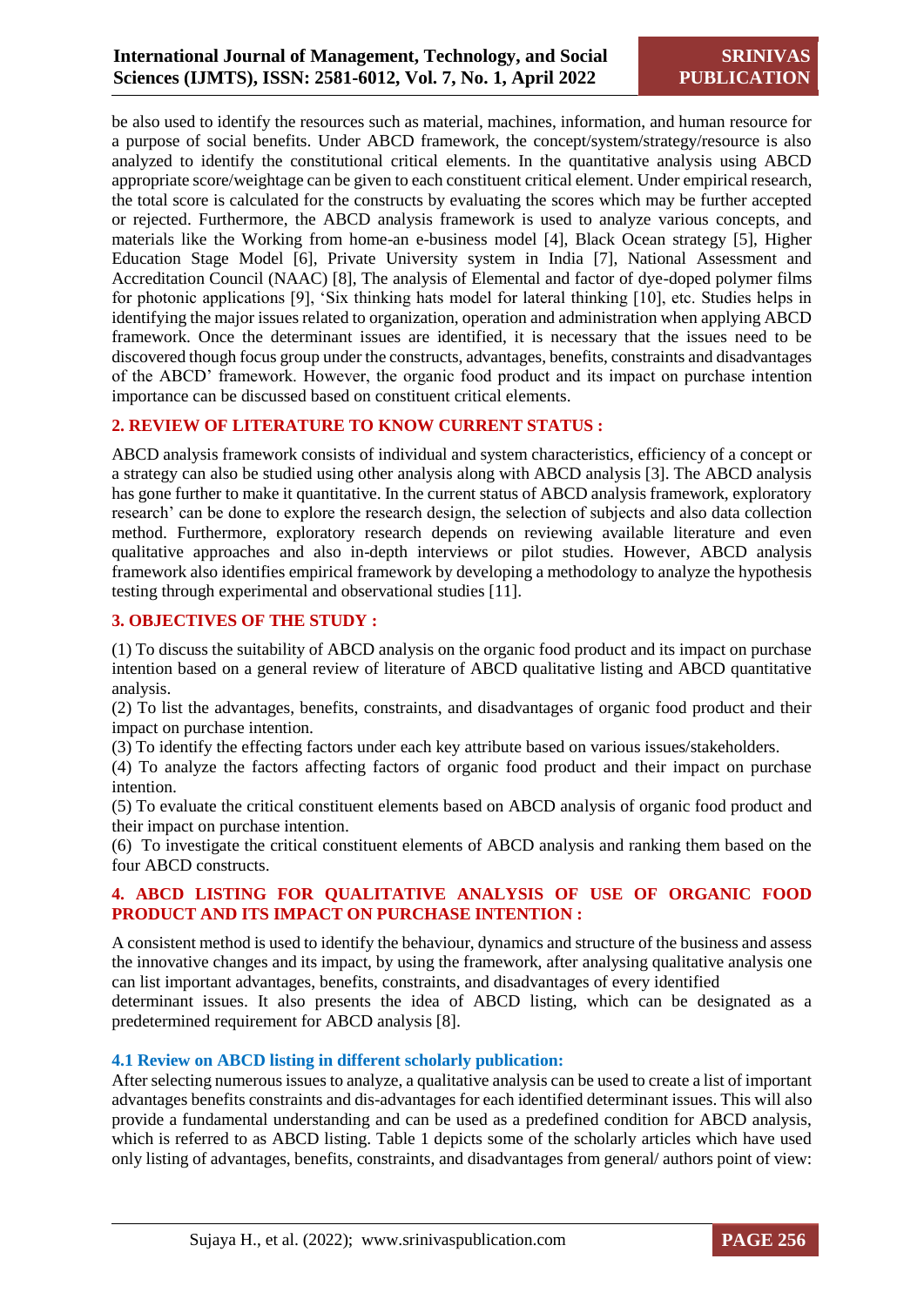be also used to identify the resources such as material, machines, information, and human resource for a purpose of social benefits. Under ABCD framework, the concept/system/strategy/resource is also analyzed to identify the constitutional critical elements. In the quantitative analysis using ABCD appropriate score/weightage can be given to each constituent critical element. Under empirical research, the total score is calculated for the constructs by evaluating the scores which may be further accepted or rejected. Furthermore, the ABCD analysis framework is used to analyze various concepts, and materials like the Working from home-an e-business model [4], Black Ocean strategy [5], Higher Education Stage Model [6], Private University system in India [7], National Assessment and Accreditation Council (NAAC) [8], The analysis of Elemental and factor of dye-doped polymer films for photonic applications [9], 'Six thinking hats model for lateral thinking [10], etc. Studies helps in identifying the major issues related to organization, operation and administration when applying ABCD framework. Once the determinant issues are identified, it is necessary that the issues need to be discovered though focus group under the constructs, advantages, benefits, constraints and disadvantages of the ABCD' framework. However, the organic food product and its impact on purchase intention importance can be discussed based on constituent critical elements.

## 2. REVIEW OF LITERATURE TO KNOW CURRENT STATUS :

ABCD analysis framework consists of individual and system characteristics, efficiency of a concept or a strategy can also be studied using other analysis along with ABCD analysis [3]. The ABCD analysis has gone further to make it quantitative. In the current status of ABCD analysis framework, exploratory research' can be done to explore the research design, the selection of subjects and also data collection method. Furthermore, exploratory research depends on reviewing available literature and even qualitative approaches and also in-depth interviews or pilot studies. However, ABCD analysis framework also identifies empirical framework by developing a methodology to analyze the hypothesis testing through experimental and observational studies [11].

## 3. OBJECTIVES OF THE STUDY :

(1) To discuss the suitability of ABCD analysis on the organic food product and its impact on purchase intention based on a general review of literature of ABCD qualitative listing and ABCD quantitative analysis.
(2) To list the advantages, benefits, constraints, and disadvantages of organic food product and their impact on purchase intention.
(3) To identify the effecting factors under each key attribute based on various issues/stakeholders.
(4) To analyze the factors affecting factors of organic food product and their impact on purchase intention.
(5) To evaluate the critical constituent elements based on ABCD analysis of organic food product and their impact on purchase intention.
(6) To investigate the critical constituent elements of ABCD analysis and ranking them based on the four ABCD constructs.

## 4. ABCD LISTING FOR QUALITATIVE ANALYSIS OF USE OF ORGANIC FOOD PRODUCT AND ITS IMPACT ON PURCHASE INTENTION :

A consistent method is used to identify the behaviour, dynamics and structure of the business and assess the innovative changes and its impact, by using the framework, after analysing qualitative analysis one can list important advantages, benefits, constraints, and disadvantages of every identified determinant issues. It also presents the idea of ABCD listing, which can be designated as a predetermined requirement for ABCD analysis [8].

### 4.1 Review on ABCD listing in different scholarly publication:

After selecting numerous issues to analyze, a qualitative analysis can be used to create a list of important advantages benefits constraints and dis-advantages for each identified determinant issues. This will also provide a fundamental understanding and can be used as a predefined condition for ABCD analysis, which is referred to as ABCD listing. Table 1 depicts some of the scholarly articles which have used only listing of advantages, benefits, constraints, and disadvantages from general/ authors point of view: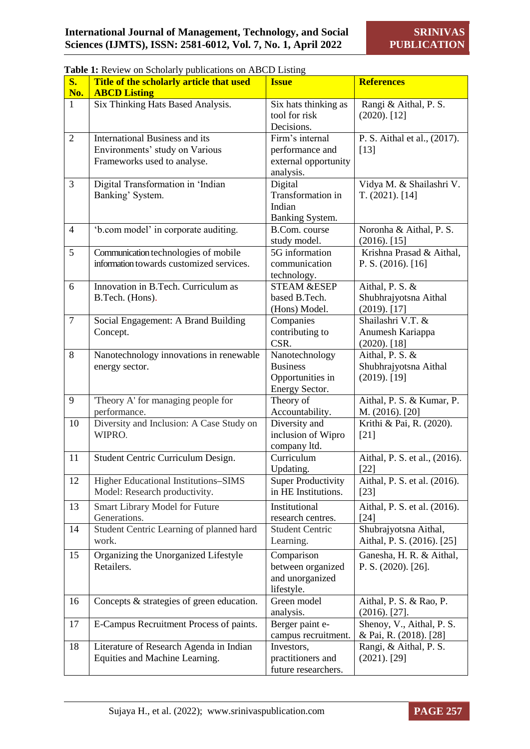**Table 1:** Review on Scholarly publications on ABCD Listing

| S. No. | Title of the scholarly article that used ABCD Listing | Issue | References |
|---|---|---|---|
| 1 | Six Thinking Hats Based Analysis. | Six hats thinking as tool for risk Decisions. | Rangi & Aithal, P. S. (2020). [12] |
| 2 | International Business and its Environments' study on Various Frameworks used to analyse. | Firm's internal performance and external opportunity analysis. | P. S. Aithal et al., (2017). [13] |
| 3 | Digital Transformation in 'Indian Banking' System. | Digital Transformation in Indian Banking System. | Vidya M. & Shailashri V. T. (2021). [14] |
| 4 | 'b.com model' in corporate auditing. | B.Com. course study model. | Noronha & Aithal, P. S. (2016). [15] |
| 5 | Communication technologies of mobile information towards customized services. | 5G information communication technology. | Krishna Prasad & Aithal, P. S. (2016). [16] |
| 6 | Innovation in B.Tech. Curriculum as B.Tech. (Hons). | STEAM &ESEP based B.Tech. (Hons) Model. | Aithal, P. S. & Shubhrajyotsna Aithal (2019). [17] |
| 7 | Social Engagement: A Brand Building Concept. | Companies contributing to CSR. | Shailashri V.T. & Anumesh Kariappa (2020). [18] |
| 8 | Nanotechnology innovations in renewable energy sector. | Nanotechnology Business Opportunities in Energy Sector. | Aithal, P. S. & Shubhrajyotsna Aithal (2019). [19] |
| 9 | 'Theory A' for managing people for performance. | Theory of Accountability. | Aithal, P. S. & Kumar, P. M. (2016). [20] |
| 10 | Diversity and Inclusion: A Case Study on WIPRO. | Diversity and inclusion of Wipro company ltd. | Krithi & Pai, R. (2020). [21] |
| 11 | Student Centric Curriculum Design. | Curriculum Updating. | Aithal, P. S. et al., (2016). [22] |
| 12 | Higher Educational Institutions–SIMS Model: Research productivity. | Super Productivity in HE Institutions. | Aithal, P. S. et al. (2016). [23] |
| 13 | Smart Library Model for Future Generations. | Institutional research centres. | Aithal, P. S. et al. (2016). [24] |
| 14 | Student Centric Learning of planned hard work. | Student Centric Learning. | Shubrajyotsna Aithal, Aithal, P. S. (2016). [25] |
| 15 | Organizing the Unorganized Lifestyle Retailers. | Comparison between organized and unorganized lifestyle. | Ganesha, H. R. & Aithal, P. S. (2020). [26]. |
| 16 | Concepts & strategies of green education. | Green model analysis. | Aithal, P. S. & Rao, P. (2016). [27]. |
| 17 | E-Campus Recruitment Process of paints. | Berger paint e-campus recruitment. | Shenoy, V., Aithal, P. S. & Pai, R. (2018). [28] |
| 18 | Literature of Research Agenda in Indian Equities and Machine Learning. | Investors, practitioners and future researchers. | Rangi, & Aithal, P. S. (2021). [29] |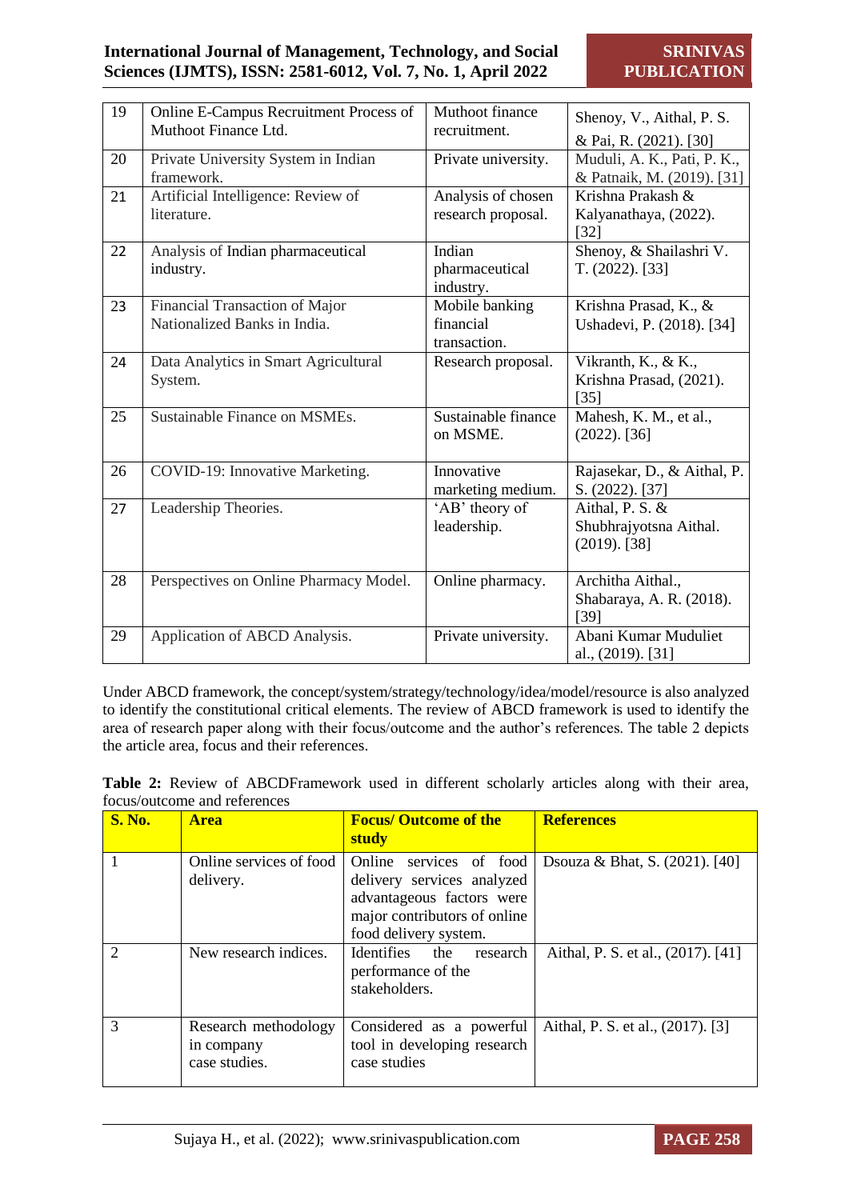| 19 | Online E-Campus Recruitment Process of Muthoot Finance Ltd. | Muthoot finance recruitment. | Shenoy, V., Aithal, P. S. & Pai, R. (2021). [30] |
|---|---|---|---|
| 20 | Private University System in Indian framework. | Private university. | Muduli, A. K., Pati, P. K., & Patnaik, M. (2019). [31] |
| 21 | Artificial Intelligence: Review of literature. | Analysis of chosen research proposal. | Krishna Prakash & Kalyanathaya, (2022). [32] |
| 22 | Analysis of Indian pharmaceutical industry. | Indian pharmaceutical industry. | Shenoy, & Shailashri V. T. (2022). [33] |
| 23 | Financial Transaction of Major Nationalized Banks in India. | Mobile banking financial transaction. | Krishna Prasad, K., & Ushadevi, P. (2018). [34] |
| 24 | Data Analytics in Smart Agricultural System. | Research proposal. | Vikranth, K., & K., Krishna Prasad, (2021). [35] |
| 25 | Sustainable Finance on MSMEs. | Sustainable finance on MSME. | Mahesh, K. M., et al., (2022). [36] |
| 26 | COVID-19: Innovative Marketing. | Innovative marketing medium. | Rajasekar, D., & Aithal, P. S. (2022). [37] |
| 27 | Leadership Theories. | 'AB' theory of leadership. | Aithal, P. S. & Shubhrajyotsna Aithal. (2019). [38] |
| 28 | Perspectives on Online Pharmacy Model. | Online pharmacy. | Architha Aithal., Shabaraya, A. R. (2018). [39] |
| 29 | Application of ABCD Analysis. | Private university. | Abani Kumar Muduliet al., (2019). [31] |

Under ABCD framework, the concept/system/strategy/technology/idea/model/resource is also analyzed to identify the constitutional critical elements. The review of ABCD framework is used to identify the area of research paper along with their focus/outcome and the author's references. The table 2 depicts the article area, focus and their references.

**Table 2:** Review of ABCDFramework used in different scholarly articles along with their area, focus/outcome and references

| S. No. | Area | Focus/ Outcome of the study | References |
|---|---|---|---|
| 1 | Online services of food delivery. | Online services of food delivery services analyzed advantageous factors were major contributors of online food delivery system. | Dsouza & Bhat, S. (2021). [40] |
| 2 | New research indices. | Identifies the research performance of the stakeholders. | Aithal, P. S. et al., (2017). [41] |
| 3 | Research methodology in company case studies. | Considered as a powerful tool in developing research case studies | Aithal, P. S. et al., (2017). [3] |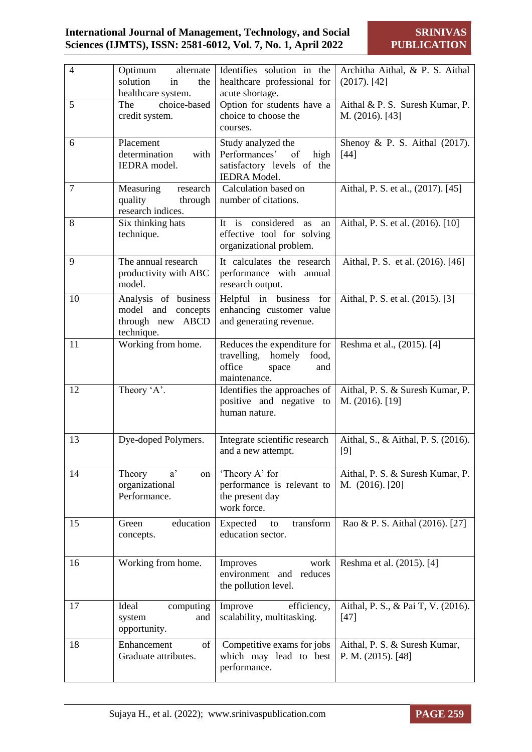| 4 | Optimum alternate solution in the healthcare system. | Identifies solution in the healthcare professional for acute shortage. | Architha Aithal, & P. S. Aithal (2017). [42] |
|---|---|---|---|
| 5 | The choice-based credit system. | Option for students have a choice to choose the courses. | Aithal & P. S. Suresh Kumar, P. M. (2016). [43] |
| 6 | Placement determination with IEDRA model. | Study analyzed the Performances' of high satisfactory levels of the IEDRA Model. | Shenoy & P. S. Aithal (2017). [44] |
| 7 | Measuring research quality through research indices. | Calculation based on number of citations. | Aithal, P. S. et al., (2017). [45] |
| 8 | Six thinking hats technique. | It is considered as an effective tool for solving organizational problem. | Aithal, P. S. et al. (2016). [10] |
| 9 | The annual research productivity with ABC model. | It calculates the research performance with annual research output. | Aithal, P. S. et al. (2016). [46] |
| 10 | Analysis of business model and concepts through new ABCD technique. | Helpful in business for enhancing customer value and generating revenue. | Aithal, P. S. et al. (2015). [3] |
| 11 | Working from home. | Reduces the expenditure for travelling, homely food, office space and maintenance. | Reshma et al., (2015). [4] |
| 12 | Theory 'A'. | Identifies the approaches of positive and negative to human nature. | Aithal, P. S. & Suresh Kumar, P. M. (2016). [19] |
| 13 | Dye-doped Polymers. | Integrate scientific research and a new attempt. | Aithal, S., & Aithal, P. S. (2016). [9] |
| 14 | Theory a' on organizational Performance. | 'Theory A' for performance is relevant to the present day work force. | Aithal, P. S. & Suresh Kumar, P. M. (2016). [20] |
| 15 | Green education concepts. | Expected to transform education sector. | Rao & P. S. Aithal (2016). [27] |
| 16 | Working from home. | Improves work environment and reduces the pollution level. | Reshma et al. (2015). [4] |
| 17 | Ideal computing system and opportunity. | Improve efficiency, scalability, multitasking. | Aithal, P. S., & Pai T, V. (2016). [47] |
| 18 | Enhancement of Graduate attributes. | Competitive exams for jobs which may lead to best performance. | Aithal, P. S. & Suresh Kumar, P. M. (2015). [48] |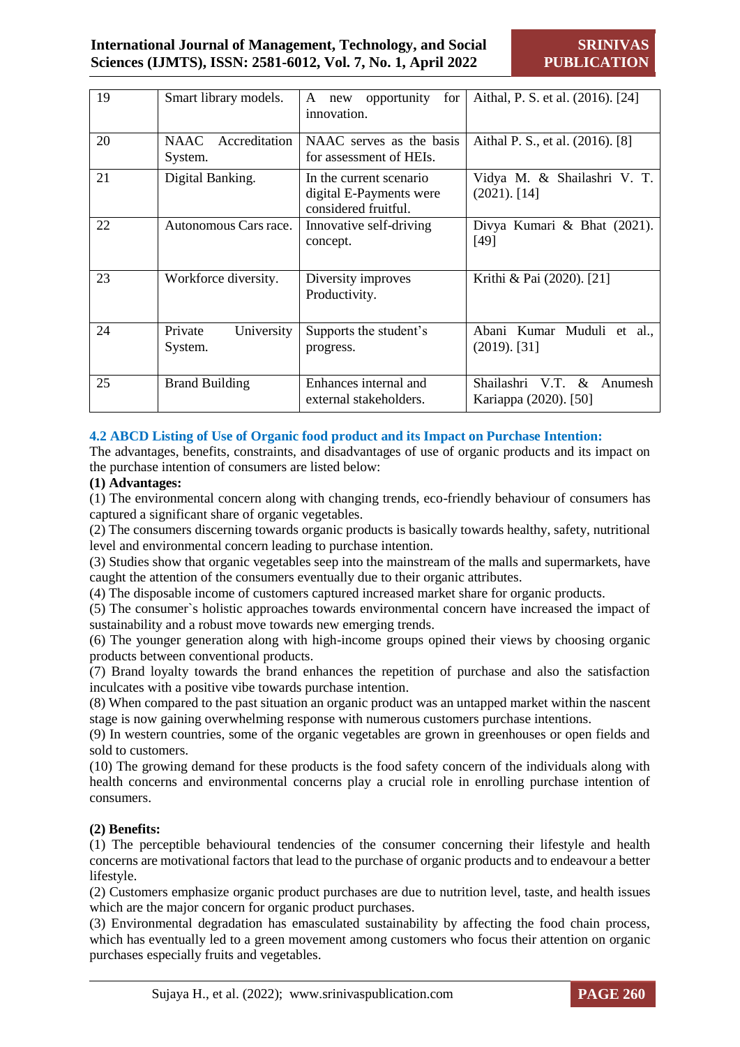| 19 | Smart library models. | A new opportunity for innovation. | Aithal, P. S. et al. (2016). [24] |
|---|---|---|---|
| 20 | NAAC Accreditation System. | NAAC serves as the basis for assessment of HEIs. | Aithal P. S., et al. (2016). [8] |
| 21 | Digital Banking. | In the current scenario digital E-Payments were considered fruitful. | Vidya M. & Shailashri V. T. (2021). [14] |
| 22 | Autonomous Cars race. | Innovative self-driving concept. | Divya Kumari & Bhat (2021). [49] |
| 23 | Workforce diversity. | Diversity improves Productivity. | Krithi & Pai (2020). [21] |
| 24 | Private University System. | Supports the student's progress. | Abani Kumar Muduli et al., (2019). [31] |
| 25 | Brand Building | Enhances internal and external stakeholders. | Shailashri V.T. & Anumesh Kariappa (2020). [50] |

### 4.2 ABCD Listing of Use of Organic food product and its Impact on Purchase Intention:

The advantages, benefits, constraints, and disadvantages of use of organic products and its impact on the purchase intention of consumers are listed below:

**(1) Advantages:**

(1) The environmental concern along with changing trends, eco-friendly behaviour of consumers has captured a significant share of organic vegetables.

(2) The consumers discerning towards organic products is basically towards healthy, safety, nutritional level and environmental concern leading to purchase intention.

(3) Studies show that organic vegetables seep into the mainstream of the malls and supermarkets, have caught the attention of the consumers eventually due to their organic attributes.

(4) The disposable income of customers captured increased market share for organic products.

(5) The consumer`s holistic approaches towards environmental concern have increased the impact of sustainability and a robust move towards new emerging trends.

(6) The younger generation along with high-income groups opined their views by choosing organic products between conventional products.

(7) Brand loyalty towards the brand enhances the repetition of purchase and also the satisfaction inculcates with a positive vibe towards purchase intention.

(8) When compared to the past situation an organic product was an untapped market within the nascent stage is now gaining overwhelming response with numerous customers purchase intentions.

(9) In western countries, some of the organic vegetables are grown in greenhouses or open fields and sold to customers.

(10) The growing demand for these products is the food safety concern of the individuals along with health concerns and environmental concerns play a crucial role in enrolling purchase intention of consumers.

**(2) Benefits:**

(1) The perceptible behavioural tendencies of the consumer concerning their lifestyle and health concerns are motivational factors that lead to the purchase of organic products and to endeavour a better lifestyle.

(2) Customers emphasize organic product purchases are due to nutrition level, taste, and health issues which are the major concern for organic product purchases.

(3) Environmental degradation has emasculated sustainability by affecting the food chain process, which has eventually led to a green movement among customers who focus their attention on organic purchases especially fruits and vegetables.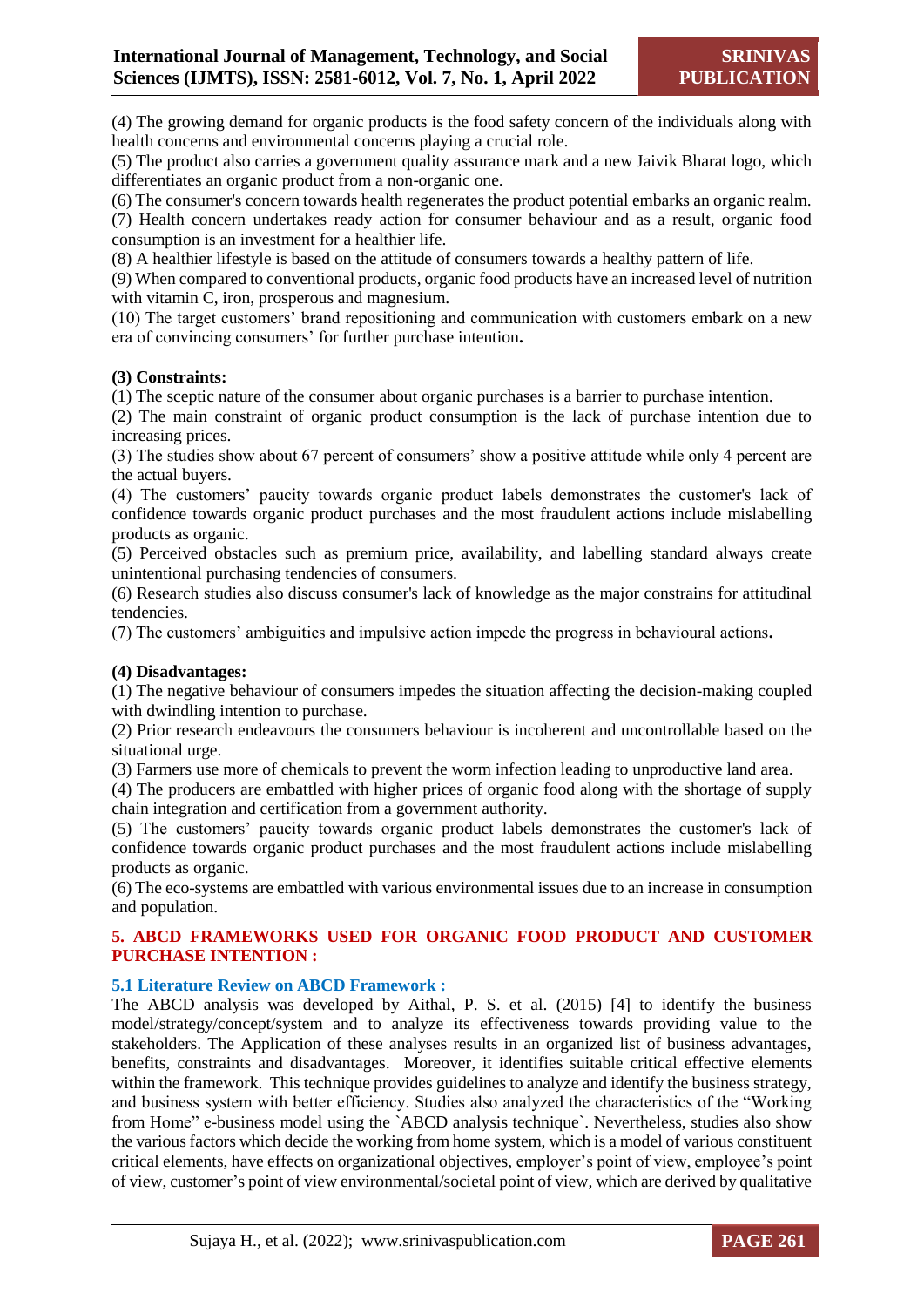(4) The growing demand for organic products is the food safety concern of the individuals along with health concerns and environmental concerns playing a crucial role.

(5) The product also carries a government quality assurance mark and a new Jaivik Bharat logo, which differentiates an organic product from a non-organic one.

(6) The consumer's concern towards health regenerates the product potential embarks an organic realm.

(7) Health concern undertakes ready action for consumer behaviour and as a result, organic food consumption is an investment for a healthier life.

(8) A healthier lifestyle is based on the attitude of consumers towards a healthy pattern of life.

(9) When compared to conventional products, organic food products have an increased level of nutrition with vitamin C, iron, prosperous and magnesium.

(10) The target customers' brand repositioning and communication with customers embark on a new era of convincing consumers' for further purchase intention**.**

**(3) Constraints:**

(1) The sceptic nature of the consumer about organic purchases is a barrier to purchase intention.

(2) The main constraint of organic product consumption is the lack of purchase intention due to increasing prices.

(3) The studies show about 67 percent of consumers' show a positive attitude while only 4 percent are the actual buyers.

(4) The customers' paucity towards organic product labels demonstrates the customer's lack of confidence towards organic product purchases and the most fraudulent actions include mislabelling products as organic.

(5) Perceived obstacles such as premium price, availability, and labelling standard always create unintentional purchasing tendencies of consumers.

(6) Research studies also discuss consumer's lack of knowledge as the major constrains for attitudinal tendencies.

(7) The customers' ambiguities and impulsive action impede the progress in behavioural actions**.**

**(4) Disadvantages:**

(1) The negative behaviour of consumers impedes the situation affecting the decision-making coupled with dwindling intention to purchase.

(2) Prior research endeavours the consumers behaviour is incoherent and uncontrollable based on the situational urge.

(3) Farmers use more of chemicals to prevent the worm infection leading to unproductive land area.

(4) The producers are embattled with higher prices of organic food along with the shortage of supply chain integration and certification from a government authority.

(5) The customers' paucity towards organic product labels demonstrates the customer's lack of confidence towards organic product purchases and the most fraudulent actions include mislabelling products as organic.

(6) The eco-systems are embattled with various environmental issues due to an increase in consumption and population.

## 5. ABCD FRAMEWORKS USED FOR ORGANIC FOOD PRODUCT AND CUSTOMER PURCHASE INTENTION :

### 5.1 Literature Review on ABCD Framework :

The ABCD analysis was developed by Aithal, P. S. et al. (2015) [4] to identify the business model/strategy/concept/system and to analyze its effectiveness towards providing value to the stakeholders. The Application of these analyses results in an organized list of business advantages, benefits, constraints and disadvantages. Moreover, it identifies suitable critical effective elements within the framework. This technique provides guidelines to analyze and identify the business strategy, and business system with better efficiency. Studies also analyzed the characteristics of the "Working from Home" e-business model using the `ABCD analysis technique`. Nevertheless, studies also show the various factors which decide the working from home system, which is a model of various constituent critical elements, have effects on organizational objectives, employer's point of view, employee's point of view, customer's point of view environmental/societal point of view, which are derived by qualitative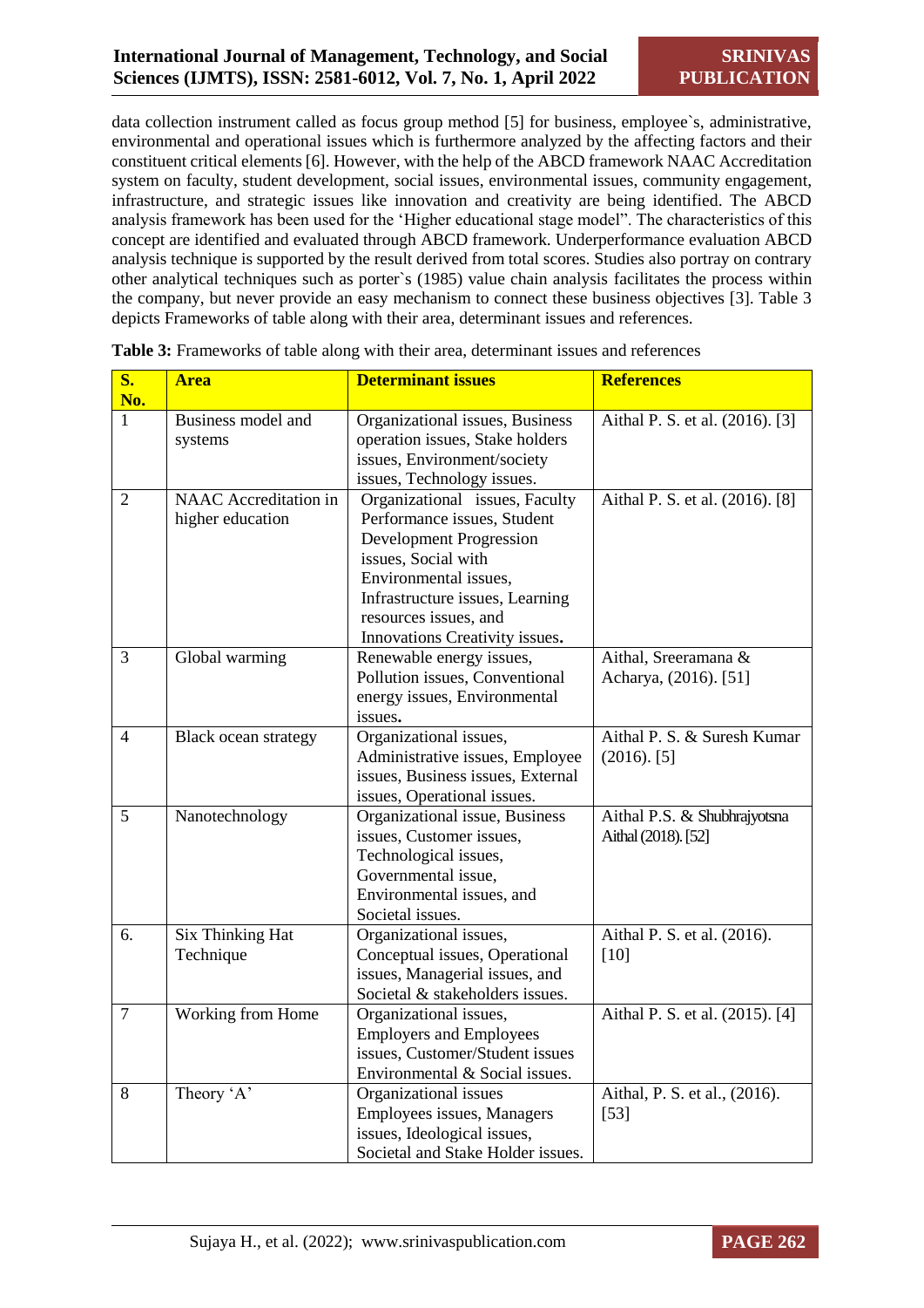data collection instrument called as focus group method [5] for business, employee`s, administrative, environmental and operational issues which is furthermore analyzed by the affecting factors and their constituent critical elements [6]. However, with the help of the ABCD framework NAAC Accreditation system on faculty, student development, social issues, environmental issues, community engagement, infrastructure, and strategic issues like innovation and creativity are being identified. The ABCD analysis framework has been used for the 'Higher educational stage model". The characteristics of this concept are identified and evaluated through ABCD framework. Underperformance evaluation ABCD analysis technique is supported by the result derived from total scores. Studies also portray on contrary other analytical techniques such as porter`s (1985) value chain analysis facilitates the process within the company, but never provide an easy mechanism to connect these business objectives [3]. Table 3 depicts Frameworks of table along with their area, determinant issues and references.

**Table 3:** Frameworks of table along with their area, determinant issues and references

| S. No. | Area | Determinant issues | References |
|---|---|---|---|
| 1 | Business model and systems | Organizational issues, Business operation issues, Stake holders issues, Environment/society issues, Technology issues. | Aithal P. S. et al. (2016). [3] |
| 2 | NAAC Accreditation in higher education | Organizational issues, Faculty Performance issues, Student Development Progression issues, Social with Environmental issues, Infrastructure issues, Learning resources issues, and Innovations Creativity issues. | Aithal P. S. et al. (2016). [8] |
| 3 | Global warming | Renewable energy issues, Pollution issues, Conventional energy issues, Environmental issues. | Aithal, Sreeramana & Acharya, (2016). [51] |
| 4 | Black ocean strategy | Organizational issues, Administrative issues, Employee issues, Business issues, External issues, Operational issues. | Aithal P. S. & Suresh Kumar (2016). [5] |
| 5 | Nanotechnology | Organizational issue, Business issues, Customer issues, Technological issues, Governmental issue, Environmental issues, and Societal issues. | Aithal P.S. & Shubhrajyotsna Aithal (2018). [52] |
| 6. | Six Thinking Hat Technique | Organizational issues, Conceptual issues, Operational issues, Managerial issues, and Societal & stakeholders issues. | Aithal P. S. et al. (2016). [10] |
| 7 | Working from Home | Organizational issues, Employers and Employees issues, Customer/Student issues Environmental & Social issues. | Aithal P. S. et al. (2015). [4] |
| 8 | Theory 'A' | Organizational issues Employees issues, Managers issues, Ideological issues, Societal and Stake Holder issues. | Aithal, P. S. et al., (2016). [53] |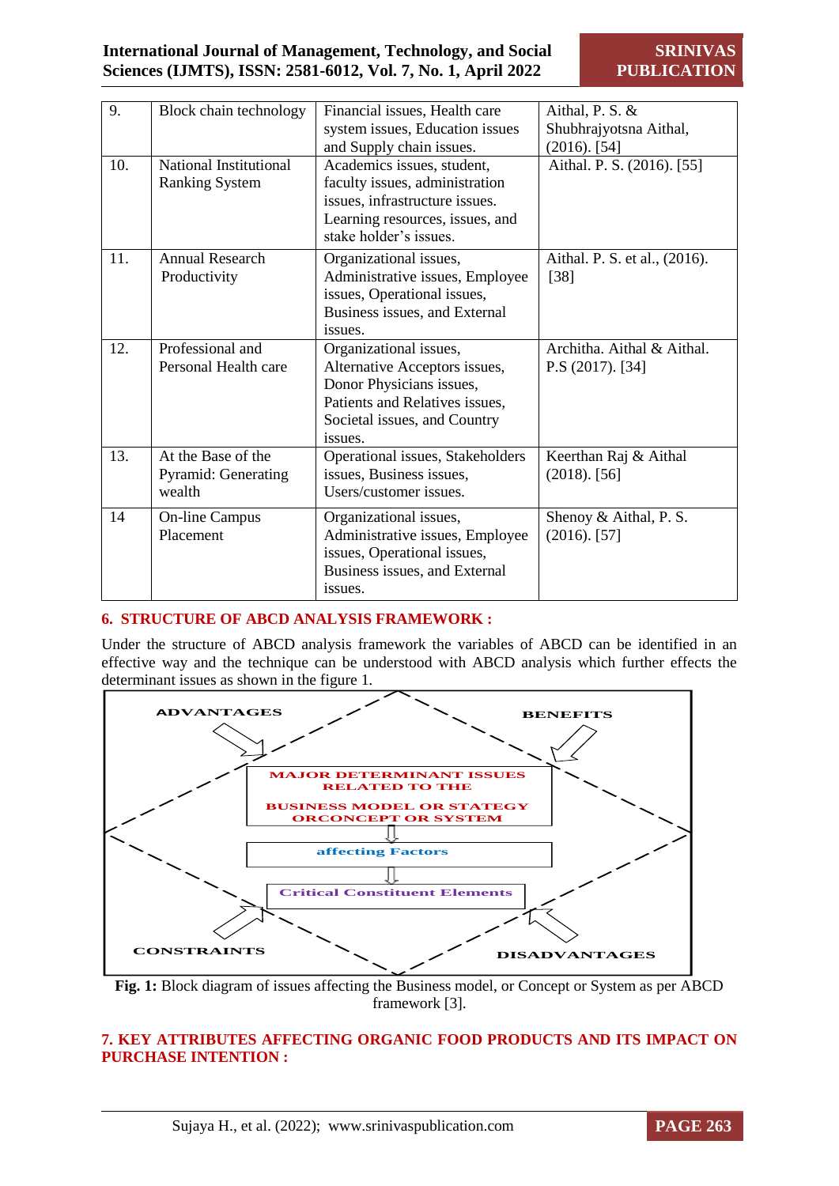| 9. | Block chain technology | Financial issues, Health care system issues, Education issues and Supply chain issues. | Aithal, P. S. & Shubhrajyotsna Aithal, (2016). [54] |
|---|---|---|---|
| 10. | National Institutional Ranking System | Academics issues, student, faculty issues, administration issues, infrastructure issues. Learning resources, issues, and stake holder's issues. | Aithal. P. S. (2016). [55] |
| 11. | Annual Research Productivity | Organizational issues, Administrative issues, Employee issues, Operational issues, Business issues, and External issues. | Aithal. P. S. et al., (2016). [38] |
| 12. | Professional and Personal Health care | Organizational issues, Alternative Acceptors issues, Donor Physicians issues, Patients and Relatives issues, Societal issues, and Country issues. | Architha. Aithal & Aithal. P.S (2017). [34] |
| 13. | At the Base of the Pyramid: Generating wealth | Operational issues, Stakeholders issues, Business issues, Users/customer issues. | Keerthan Raj & Aithal (2018). [56] |
| 14 | On-line Campus Placement | Organizational issues, Administrative issues, Employee issues, Operational issues, Business issues, and External issues. | Shenoy & Aithal, P. S. (2016). [57] |

## 6. STRUCTURE OF ABCD ANALYSIS FRAMEWORK :

Under the structure of ABCD analysis framework the variables of ABCD can be identified in an effective way and the technique can be understood with ABCD analysis which further effects the determinant issues as shown in the figure 1.

ADVANTAGES

BENEFITS

MAJOR DETERMINANT ISSUES RELATED TO THE BUSINESS MODEL OR STATEGY ORCONCEPT OR SYSTEM

affecting Factors

Critical Constituent Elements

CONSTRAINTS

DISADVANTAGES

**Fig. 1:** Block diagram of issues affecting the Business model, or Concept or System as per ABCD framework [3].

## 7. KEY ATTRIBUTES AFFECTING ORGANIC FOOD PRODUCTS AND ITS IMPACT ON PURCHASE INTENTION :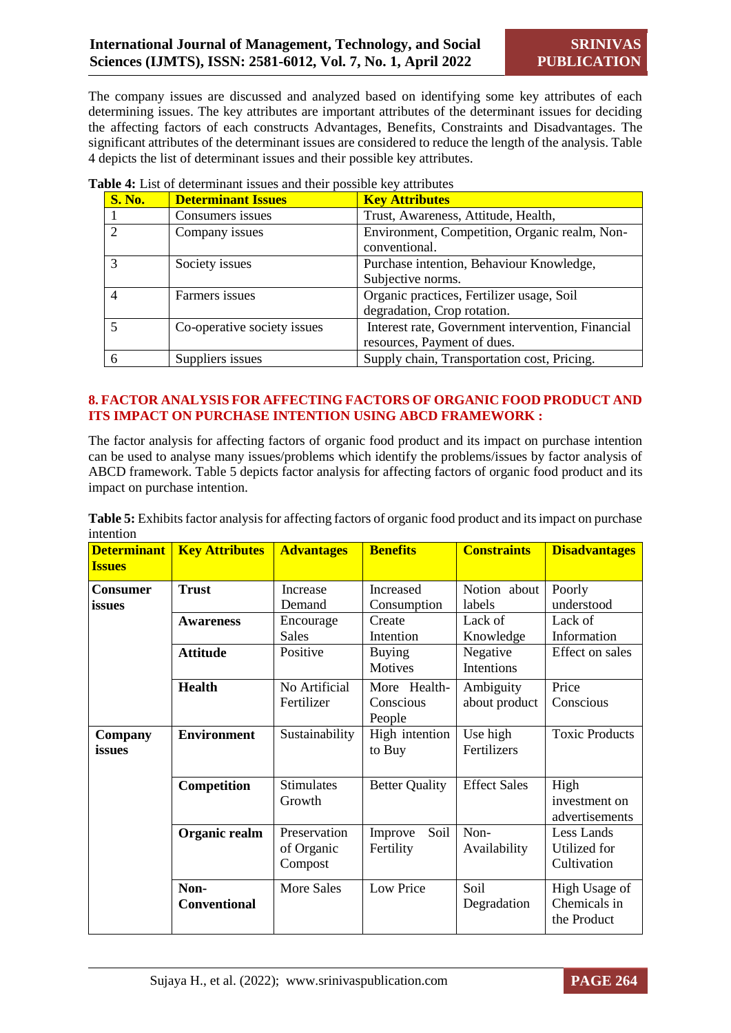The company issues are discussed and analyzed based on identifying some key attributes of each determining issues. The key attributes are important attributes of the determinant issues for deciding the affecting factors of each constructs Advantages, Benefits, Constraints and Disadvantages. The significant attributes of the determinant issues are considered to reduce the length of the analysis. Table 4 depicts the list of determinant issues and their possible key attributes.

**Table 4:** List of determinant issues and their possible key attributes

| S. No. | Determinant Issues | Key Attributes |
|---|---|---|
| 1 | Consumers issues | Trust, Awareness, Attitude, Health, |
| 2 | Company issues | Environment, Competition, Organic realm, Non-conventional. |
| 3 | Society issues | Purchase intention, Behaviour Knowledge, Subjective norms. |
| 4 | Farmers issues | Organic practices, Fertilizer usage, Soil degradation, Crop rotation. |
| 5 | Co-operative society issues | Interest rate, Government intervention, Financial resources, Payment of dues. |
| 6 | Suppliers issues | Supply chain, Transportation cost, Pricing. |

## 8. FACTOR ANALYSIS FOR AFFECTING FACTORS OF ORGANIC FOOD PRODUCT AND ITS IMPACT ON PURCHASE INTENTION USING ABCD FRAMEWORK :

The factor analysis for affecting factors of organic food product and its impact on purchase intention can be used to analyse many issues/problems which identify the problems/issues by factor analysis of ABCD framework. Table 5 depicts factor analysis for affecting factors of organic food product and its impact on purchase intention.

**Table 5:** Exhibits factor analysis for affecting factors of organic food product and its impact on purchase intention

| Determinant Issues | Key Attributes | Advantages | Benefits | Constraints | Disadvantages |
|---|---|---|---|---|---|
| **Consumer issues** | **Trust** | Increase Demand | Increased Consumption | Notion about labels | Poorly understood |
| | **Awareness** | Encourage Sales | Create Intention | Lack of Knowledge | Lack of Information |
| | **Attitude** | Positive | Buying Motives | Negative Intentions | Effect on sales |
| | **Health** | No Artificial Fertilizer | More Health-Conscious People | Ambiguity about product | Price Conscious |
| **Company issues** | **Environment** | Sustainability | High intention to Buy | Use high Fertilizers | Toxic Products |
| | **Competition** | Stimulates Growth | Better Quality | Effect Sales | High investment on advertisements |
| | **Organic realm** | Preservation of Organic Compost | Improve Soil Fertility | Non-Availability | Less Lands Utilized for Cultivation |
| | **Non-Conventional** | More Sales | Low Price | Soil Degradation | High Usage of Chemicals in the Product |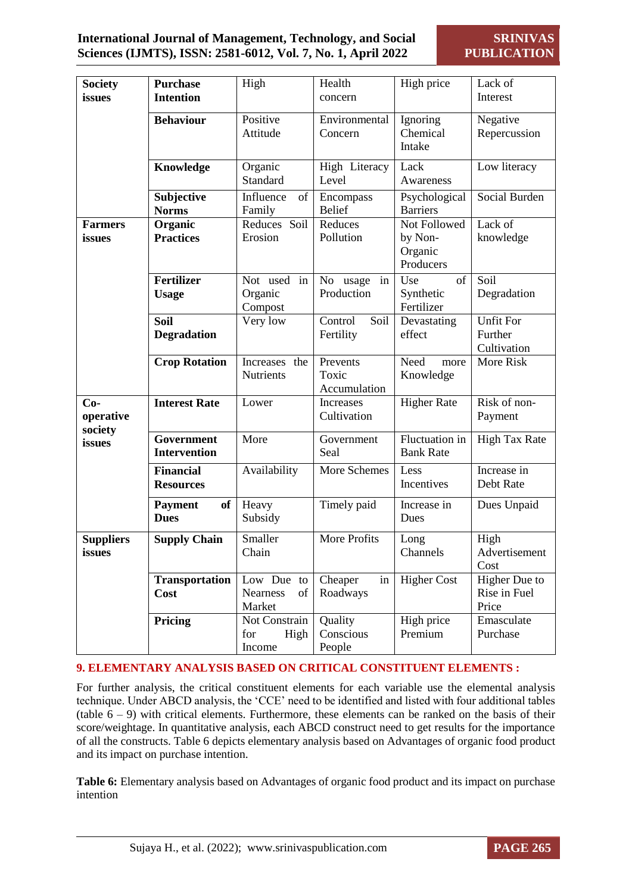| Society issues | Purchase Intention | High | Health concern | High price | Lack of Interest |
|---|---|---|---|---|---|
| | **Behaviour** | Positive Attitude | Environmental Concern | Ignoring Chemical Intake | Negative Repercussion |
| | **Knowledge** | Organic Standard | High Literacy Level | Lack Awareness | Low literacy |
| | **Subjective Norms** | Influence of Family | Encompass Belief | Psychological Barriers | Social Burden |
| **Farmers issues** | **Organic Practices** | Reduces Soil Erosion | Reduces Pollution | Not Followed by Non-Organic Producers | Lack of knowledge |
| | **Fertilizer Usage** | Not used in Organic Compost | No usage in Production | Use of Synthetic Fertilizer | Soil Degradation |
| | **Soil Degradation** | Very low | Control Soil Fertility | Devastating effect | Unfit For Further Cultivation |
| | **Crop Rotation** | Increases the Nutrients | Prevents Toxic Accumulation | Need more Knowledge | More Risk |
| **Co-operative society issues** | **Interest Rate** | Lower | Increases Cultivation | Higher Rate | Risk of non-Payment |
| | **Government Intervention** | More | Government Seal | Fluctuation in Bank Rate | High Tax Rate |
| | **Financial Resources** | Availability | More Schemes | Less Incentives | Increase in Debt Rate |
| | **Payment of Dues** | Heavy Subsidy | Timely paid | Increase in Dues | Dues Unpaid |
| **Suppliers issues** | **Supply Chain** | Smaller Chain | More Profits | Long Channels | High Advertisement Cost |
| | **Transportation Cost** | Low Due to Nearness of Market | Cheaper in Roadways | Higher Cost | Higher Due to Rise in Fuel Price |
| | **Pricing** | Not Constrain for High Income | Quality Conscious People | High price Premium | Emasculate Purchase |

## 9. ELEMENTARY ANALYSIS BASED ON CRITICAL CONSTITUENT ELEMENTS :

For further analysis, the critical constituent elements for each variable use the elemental analysis technique. Under ABCD analysis, the 'CCE' need to be identified and listed with four additional tables (table 6 – 9) with critical elements. Furthermore, these elements can be ranked on the basis of their score/weightage. In quantitative analysis, each ABCD construct need to get results for the importance of all the constructs. Table 6 depicts elementary analysis based on Advantages of organic food product and its impact on purchase intention.

**Table 6:** Elementary analysis based on Advantages of organic food product and its impact on purchase intention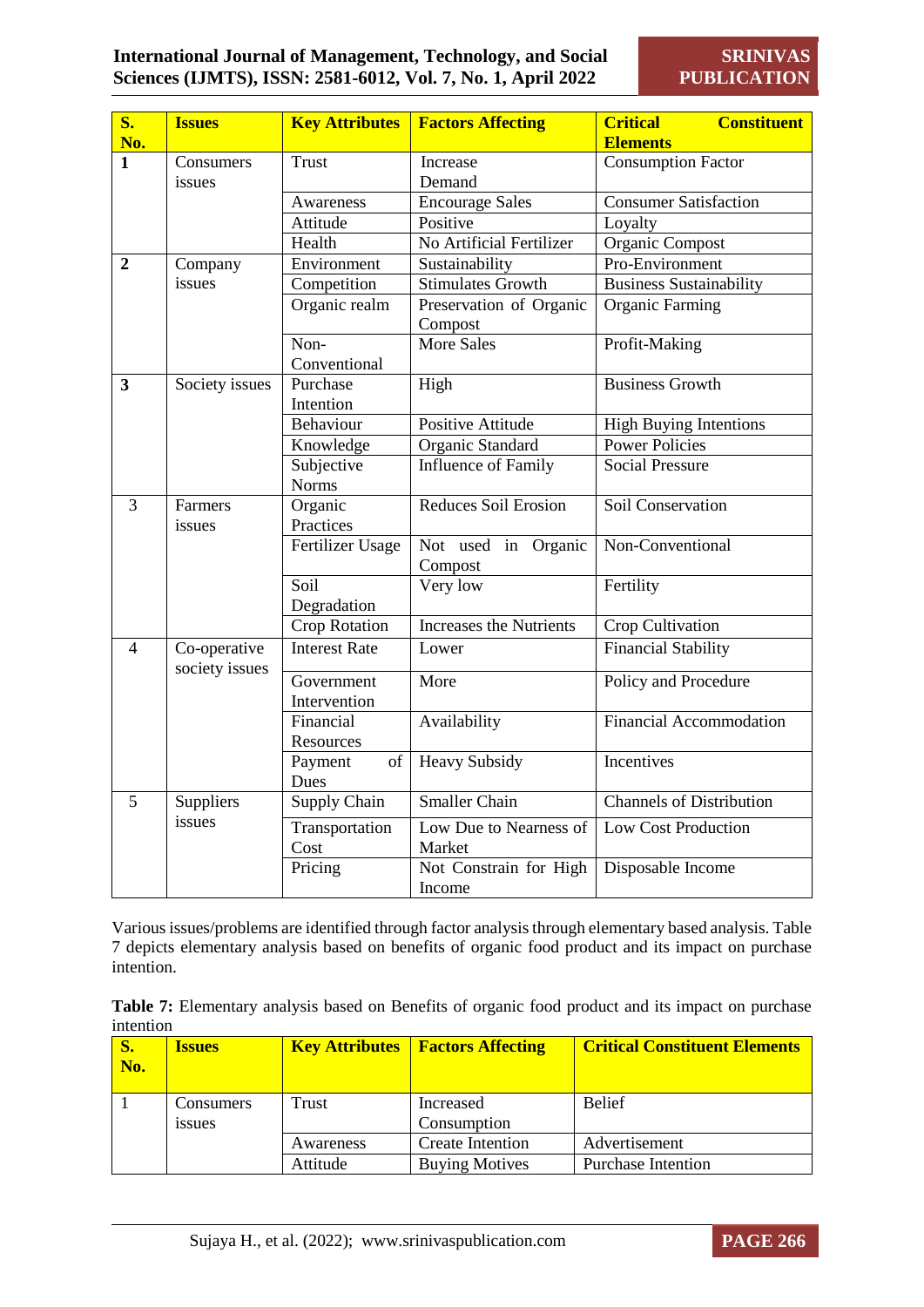| S. No. | Issues | Key Attributes | Factors Affecting | Critical Constituent Elements |
|---|---|---|---|---|
| **1** | Consumers issues | Trust | Increase Demand | Consumption Factor |
| | | Awareness | Encourage Sales | Consumer Satisfaction |
| | | Attitude | Positive | Loyalty |
| | | Health | No Artificial Fertilizer | Organic Compost |
| **2** | Company issues | Environment | Sustainability | Pro-Environment |
| | | Competition | Stimulates Growth | Business Sustainability |
| | | Organic realm | Preservation of Organic Compost | Organic Farming |
| | | Non-Conventional | More Sales | Profit-Making |
| **3** | Society issues | Purchase Intention | High | Business Growth |
| | | Behaviour | Positive Attitude | High Buying Intentions |
| | | Knowledge | Organic Standard | Power Policies |
| | | Subjective Norms | Influence of Family | Social Pressure |
| 3 | Farmers issues | Organic Practices | Reduces Soil Erosion | Soil Conservation |
| | | Fertilizer Usage | Not used in Organic Compost | Non-Conventional |
| | | Soil Degradation | Very low | Fertility |
| | | Crop Rotation | Increases the Nutrients | Crop Cultivation |
| 4 | Co-operative society issues | Interest Rate | Lower | Financial Stability |
| | | Government Intervention | More | Policy and Procedure |
| | | Financial Resources | Availability | Financial Accommodation |
| | | Payment of Dues | Heavy Subsidy | Incentives |
| 5 | Suppliers issues | Supply Chain | Smaller Chain | Channels of Distribution |
| | | Transportation Cost | Low Due to Nearness of Market | Low Cost Production |
| | | Pricing | Not Constrain for High Income | Disposable Income |

Various issues/problems are identified through factor analysis through elementary based analysis. Table 7 depicts elementary analysis based on benefits of organic food product and its impact on purchase intention.

**Table 7:** Elementary analysis based on Benefits of organic food product and its impact on purchase intention

| S. No. | Issues | Key Attributes | Factors Affecting | Critical Constituent Elements |
|---|---|---|---|---|
| 1 | Consumers issues | Trust | Increased Consumption | Belief |
| | | Awareness | Create Intention | Advertisement |
| | | Attitude | Buying Motives | Purchase Intention |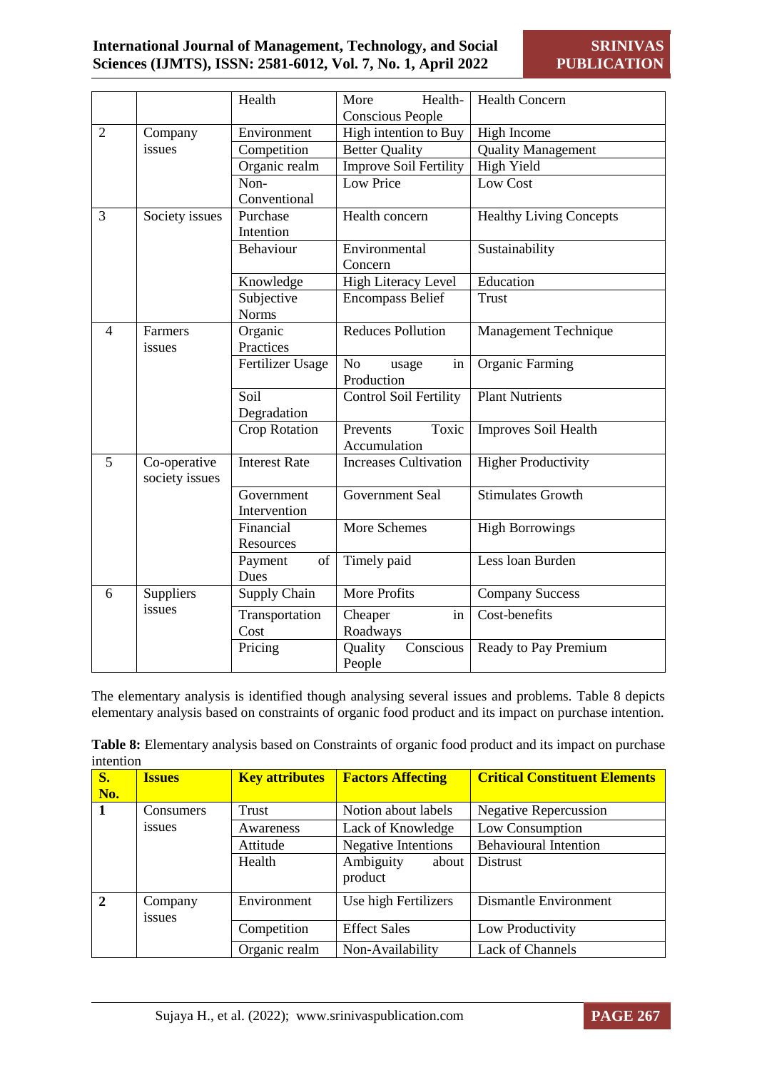| | | Health | More Health-Conscious People | Health Concern |
|---|---|---|---|---|
| 2 | Company issues | Environment | High intention to Buy | High Income |
| | | Competition | Better Quality | Quality Management |
| | | Organic realm | Improve Soil Fertility | High Yield |
| | | Non-Conventional | Low Price | Low Cost |
| 3 | Society issues | Purchase Intention | Health concern | Healthy Living Concepts |
| | | Behaviour | Environmental Concern | Sustainability |
| | | Knowledge | High Literacy Level | Education |
| | | Subjective Norms | Encompass Belief | Trust |
| 4 | Farmers issues | Organic Practices | Reduces Pollution | Management Technique |
| | | Fertilizer Usage | No usage in Production | Organic Farming |
| | | Soil Degradation | Control Soil Fertility | Plant Nutrients |
| | | Crop Rotation | Prevents Toxic Accumulation | Improves Soil Health |
| 5 | Co-operative society issues | Interest Rate | Increases Cultivation | Higher Productivity |
| | | Government Intervention | Government Seal | Stimulates Growth |
| | | Financial Resources | More Schemes | High Borrowings |
| | | Payment of Dues | Timely paid | Less loan Burden |
| 6 | Suppliers issues | Supply Chain | More Profits | Company Success |
| | | Transportation Cost | Cheaper in Roadways | Cost-benefits |
| | | Pricing | Quality Conscious People | Ready to Pay Premium |

The elementary analysis is identified though analysing several issues and problems. Table 8 depicts elementary analysis based on constraints of organic food product and its impact on purchase intention.

**Table 8:** Elementary analysis based on Constraints of organic food product and its impact on purchase intention

| **S. No.** | **Issues** | **Key attributes** | **Factors Affecting** | **Critical Constituent Elements** |
|---|---|---|---|---|
| **1** | Consumers issues | Trust | Notion about labels | Negative Repercussion |
| | | Awareness | Lack of Knowledge | Low Consumption |
| | | Attitude | Negative Intentions | Behavioural Intention |
| | | Health | Ambiguity about product | Distrust |
| **2** | Company issues | Environment | Use high Fertilizers | Dismantle Environment |
| | | Competition | Effect Sales | Low Productivity |
| | | Organic realm | Non-Availability | Lack of Channels |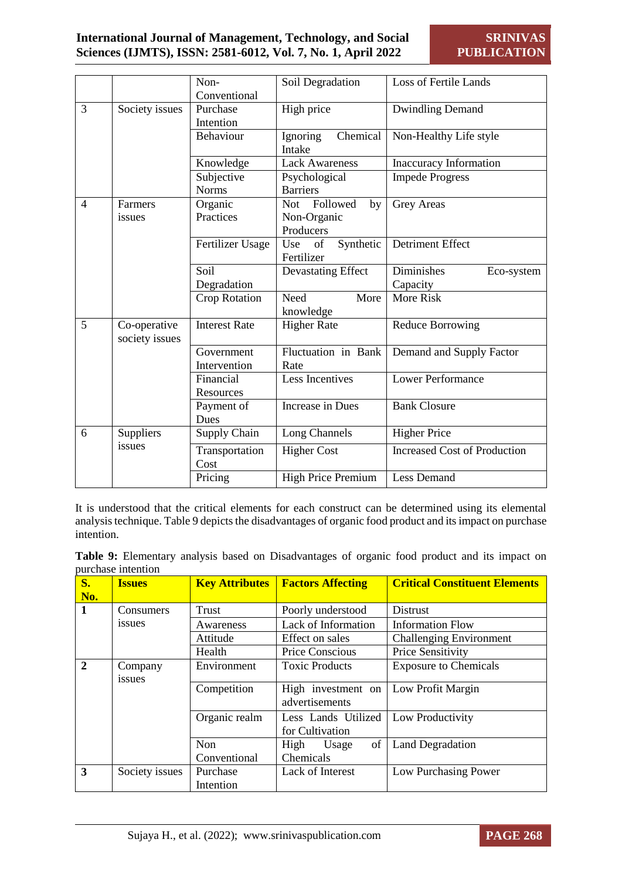| | | Non-Conventional | Soil Degradation | Loss of Fertile Lands |
|---|---|---|---|---|
| 3 | Society issues | Purchase Intention | High price | Dwindling Demand |
| | | Behaviour | Ignoring Chemical Intake | Non-Healthy Life style |
| | | Knowledge | Lack Awareness | Inaccuracy Information |
| | | Subjective Norms | Psychological Barriers | Impede Progress |
| 4 | Farmers issues | Organic Practices | Not Followed by Non-Organic Producers | Grey Areas |
| | | Fertilizer Usage | Use of Synthetic Fertilizer | Detriment Effect |
| | | Soil Degradation | Devastating Effect | Diminishes Eco-system Capacity |
| | | Crop Rotation | Need More knowledge | More Risk |
| 5 | Co-operative society issues | Interest Rate | Higher Rate | Reduce Borrowing |
| | | Government Intervention | Fluctuation in Bank Rate | Demand and Supply Factor |
| | | Financial Resources | Less Incentives | Lower Performance |
| | | Payment of Dues | Increase in Dues | Bank Closure |
| 6 | Suppliers issues | Supply Chain | Long Channels | Higher Price |
| | | Transportation Cost | Higher Cost | Increased Cost of Production |
| | | Pricing | High Price Premium | Less Demand |

It is understood that the critical elements for each construct can be determined using its elemental analysis technique. Table 9 depicts the disadvantages of organic food product and its impact on purchase intention.

**Table 9:** Elementary analysis based on Disadvantages of organic food product and its impact on purchase intention

| S. No. | Issues | Key Attributes | Factors Affecting | Critical Constituent Elements |
|---|---|---|---|---|
| **1** | Consumers issues | Trust | Poorly understood | Distrust |
| | | Awareness | Lack of Information | Information Flow |
| | | Attitude | Effect on sales | Challenging Environment |
| | | Health | Price Conscious | Price Sensitivity |
| **2** | Company issues | Environment | Toxic Products | Exposure to Chemicals |
| | | Competition | High investment on advertisements | Low Profit Margin |
| | | Organic realm | Less Lands Utilized for Cultivation | Low Productivity |
| | | Non Conventional | High Usage of Chemicals | Land Degradation |
| **3** | Society issues | Purchase Intention | Lack of Interest | Low Purchasing Power |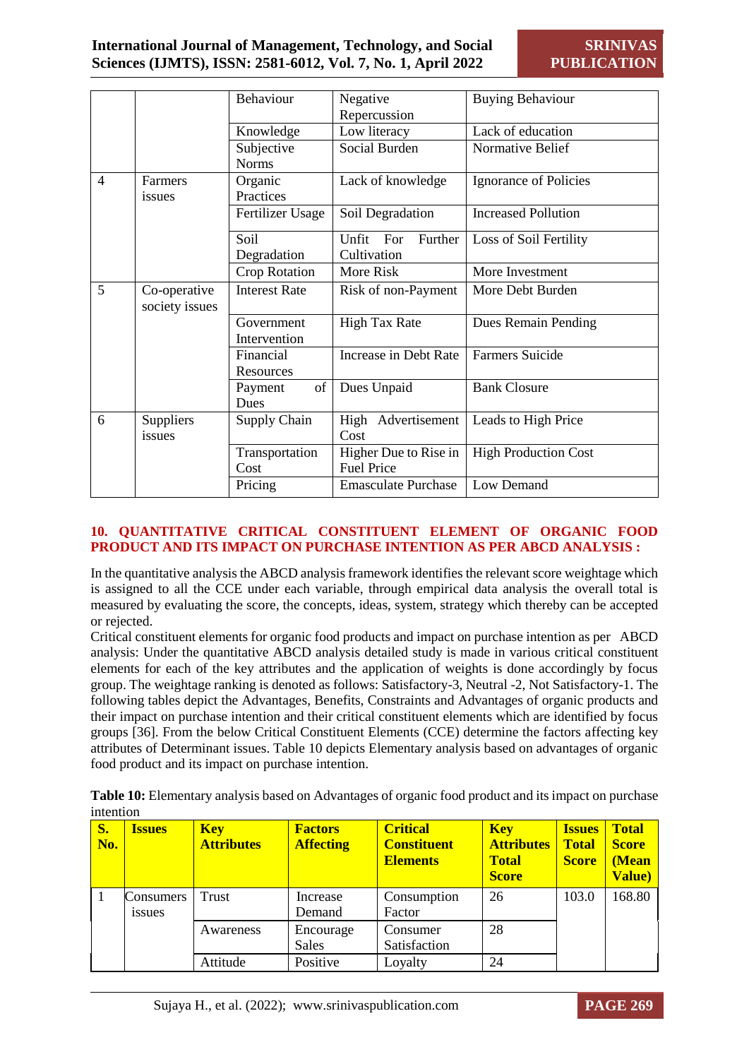|  |  | Behaviour | Negative Repercussion | Buying Behaviour |
|---|---|---|---|---|
|  |  | Knowledge | Low literacy | Lack of education |
|  |  | Subjective Norms | Social Burden | Normative Belief |
| 4 | Farmers issues | Organic Practices | Lack of knowledge | Ignorance of Policies |
|  |  | Fertilizer Usage | Soil Degradation | Increased Pollution |
|  |  | Soil Degradation | Unfit For Further Cultivation | Loss of Soil Fertility |
|  |  | Crop Rotation | More Risk | More Investment |
| 5 | Co-operative society issues | Interest Rate | Risk of non-Payment | More Debt Burden |
|  |  | Government Intervention | High Tax Rate | Dues Remain Pending |
|  |  | Financial Resources | Increase in Debt Rate | Farmers Suicide |
|  |  | Payment of Dues | Dues Unpaid | Bank Closure |
| 6 | Suppliers issues | Supply Chain | High Advertisement Cost | Leads to High Price |
|  |  | Transportation Cost | Higher Due to Rise in Fuel Price | High Production Cost |
|  |  | Pricing | Emasculate Purchase | Low Demand |

## 10. QUANTITATIVE CRITICAL CONSTITUENT ELEMENT OF ORGANIC FOOD PRODUCT AND ITS IMPACT ON PURCHASE INTENTION AS PER ABCD ANALYSIS :

In the quantitative analysis the ABCD analysis framework identifies the relevant score weightage which is assigned to all the CCE under each variable, through empirical data analysis the overall total is measured by evaluating the score, the concepts, ideas, system, strategy which thereby can be accepted or rejected.

Critical constituent elements for organic food products and impact on purchase intention as per ABCD analysis: Under the quantitative ABCD analysis detailed study is made in various critical constituent elements for each of the key attributes and the application of weights is done accordingly by focus group. The weightage ranking is denoted as follows: Satisfactory-3, Neutral -2, Not Satisfactory-1. The following tables depict the Advantages, Benefits, Constraints and Advantages of organic products and their impact on purchase intention and their critical constituent elements which are identified by focus groups [36]. From the below Critical Constituent Elements (CCE) determine the factors affecting key attributes of Determinant issues. Table 10 depicts Elementary analysis based on advantages of organic food product and its impact on purchase intention.

**Table 10:** Elementary analysis based on Advantages of organic food product and its impact on purchase intention

| S. No. | Issues | Key Attributes | Factors Affecting | Critical Constituent Elements | Key Attributes Total Score | Issues Total Score | Total Score (Mean Value) |
|---|---|---|---|---|---|---|---|
| 1 | Consumers issues | Trust | Increase Demand | Consumption Factor | 26 | 103.0 | 168.80 |
|  |  | Awareness | Encourage Sales | Consumer Satisfaction | 28 |  |  |
|  |  | Attitude | Positive | Loyalty | 24 |  |  |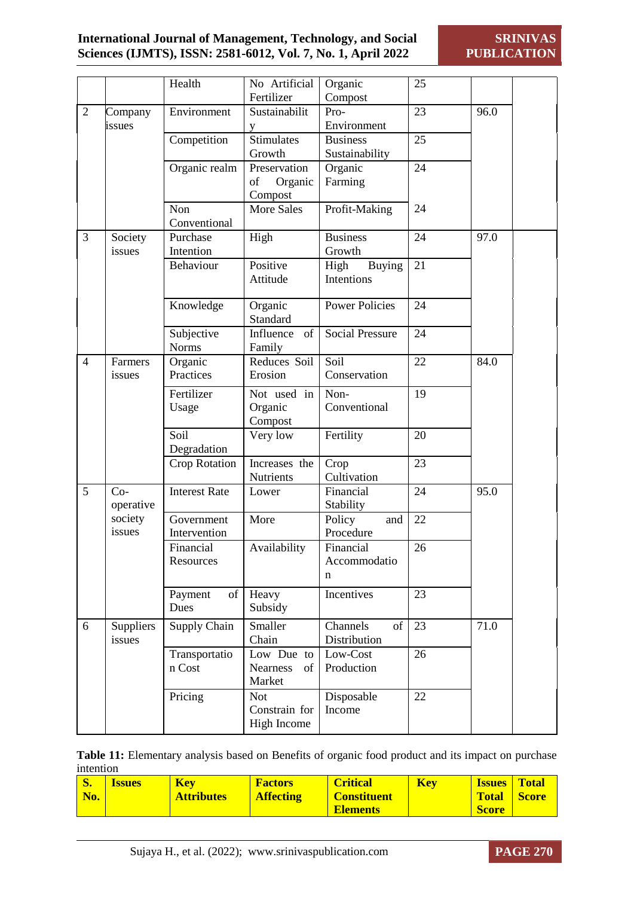| | | Health | No Artificial Fertilizer | Organic Compost | 25 | | |
|---|---|---|---|---|---|---|---|
| 2 | Company issues | Environment | Sustainability | Pro-Environment | 23 | 96.0 | |
| | | Competition | Stimulates Growth | Business Sustainability | 25 | | |
| | | Organic realm | Preservation of Organic Compost | Organic Farming | 24 | | |
| | | Non Conventional | More Sales | Profit-Making | 24 | | |
| 3 | Society issues | Purchase Intention | High | Business Growth | 24 | 97.0 | |
| | | Behaviour | Positive Attitude | High Buying Intentions | 21 | | |
| | | Knowledge | Organic Standard | Power Policies | 24 | | |
| | | Subjective Norms | Influence of Family | Social Pressure | 24 | | |
| 4 | Farmers issues | Organic Practices | Reduces Soil Erosion | Soil Conservation | 22 | 84.0 | |
| | | Fertilizer Usage | Not used in Organic Compost | Non-Conventional | 19 | | |
| | | Soil Degradation | Very low | Fertility | 20 | | |
| | | Crop Rotation | Increases the Nutrients | Crop Cultivation | 23 | | |
| 5 | Co-operative society issues | Interest Rate | Lower | Financial Stability | 24 | 95.0 | |
| | | Government Intervention | More | Policy and Procedure | 22 | | |
| | | Financial Resources | Availability | Financial Accommodation | 26 | | |
| | | Payment of Dues | Heavy Subsidy | Incentives | 23 | | |
| 6 | Suppliers issues | Supply Chain | Smaller Chain | Channels of Distribution | 23 | 71.0 | |
| | | Transportation Cost | Low Due to Nearness of Market | Low-Cost Production | 26 | | |
| | | Pricing | Not Constrain for High Income | Disposable Income | 22 | | |

**Table 11:** Elementary analysis based on Benefits of organic food product and its impact on purchase intention

| S. No. | Issues | Key Attributes | Factors Affecting | Critical Constituent Elements | Key | Issues Total Score | Total Score |
|---|---|---|---|---|---|---|---|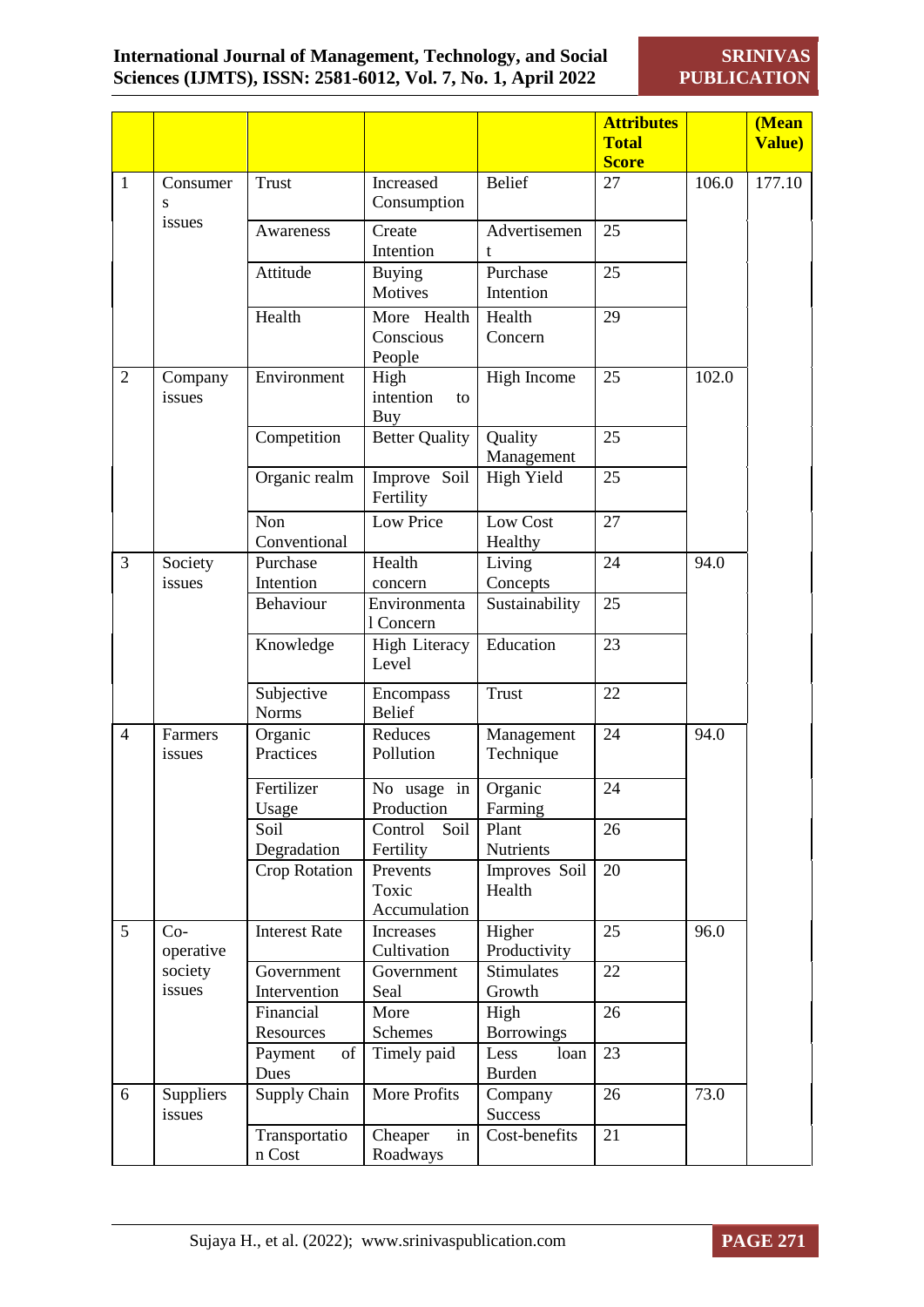|  |  |  |  |  | **Attributes Total Score** |  | **(Mean Value)** |
|---|---|---|---|---|---|---|---|
| 1 | Consumers issues | Trust | Increased Consumption | Belief | 27 | 106.0 | 177.10 |
|  |  | Awareness | Create Intention | Advertisement | 25 |  |  |
|  |  | Attitude | Buying Motives | Purchase Intention | 25 |  |  |
|  |  | Health | More Health Conscious People | Health Concern | 29 |  |  |
| 2 | Company issues | Environment | High intention to Buy | High Income | 25 | 102.0 |  |
|  |  | Competition | Better Quality | Quality Management | 25 |  |  |
|  |  | Organic realm | Improve Soil Fertility | High Yield | 25 |  |  |
|  |  | Non Conventional | Low Price | Low Cost Healthy | 27 |  |  |
| 3 | Society issues | Purchase Intention | Health concern | Living Concepts | 24 | 94.0 |  |
|  |  | Behaviour | Environmental Concern | Sustainability | 25 |  |  |
|  |  | Knowledge | High Literacy Level | Education | 23 |  |  |
|  |  | Subjective Norms | Encompass Belief | Trust | 22 |  |  |
| 4 | Farmers issues | Organic Practices | Reduces Pollution | Management Technique | 24 | 94.0 |  |
|  |  | Fertilizer Usage | No usage in Production | Organic Farming | 24 |  |  |
|  |  | Soil Degradation | Control Soil Fertility | Plant Nutrients | 26 |  |  |
|  |  | Crop Rotation | Prevents Toxic Accumulation | Improves Soil Health | 20 |  |  |
| 5 | Co-operative society issues | Interest Rate | Increases Cultivation | Higher Productivity | 25 | 96.0 |  |
|  |  | Government Intervention | Government Seal | Stimulates Growth | 22 |  |  |
|  |  | Financial Resources | More Schemes | High Borrowings | 26 |  |  |
|  |  | Payment of Dues | Timely paid | Less loan Burden | 23 |  |  |
| 6 | Suppliers issues | Supply Chain | More Profits | Company Success | 26 | 73.0 |  |
|  |  | Transportation Cost | Cheaper in Roadways | Cost-benefits | 21 |  |  |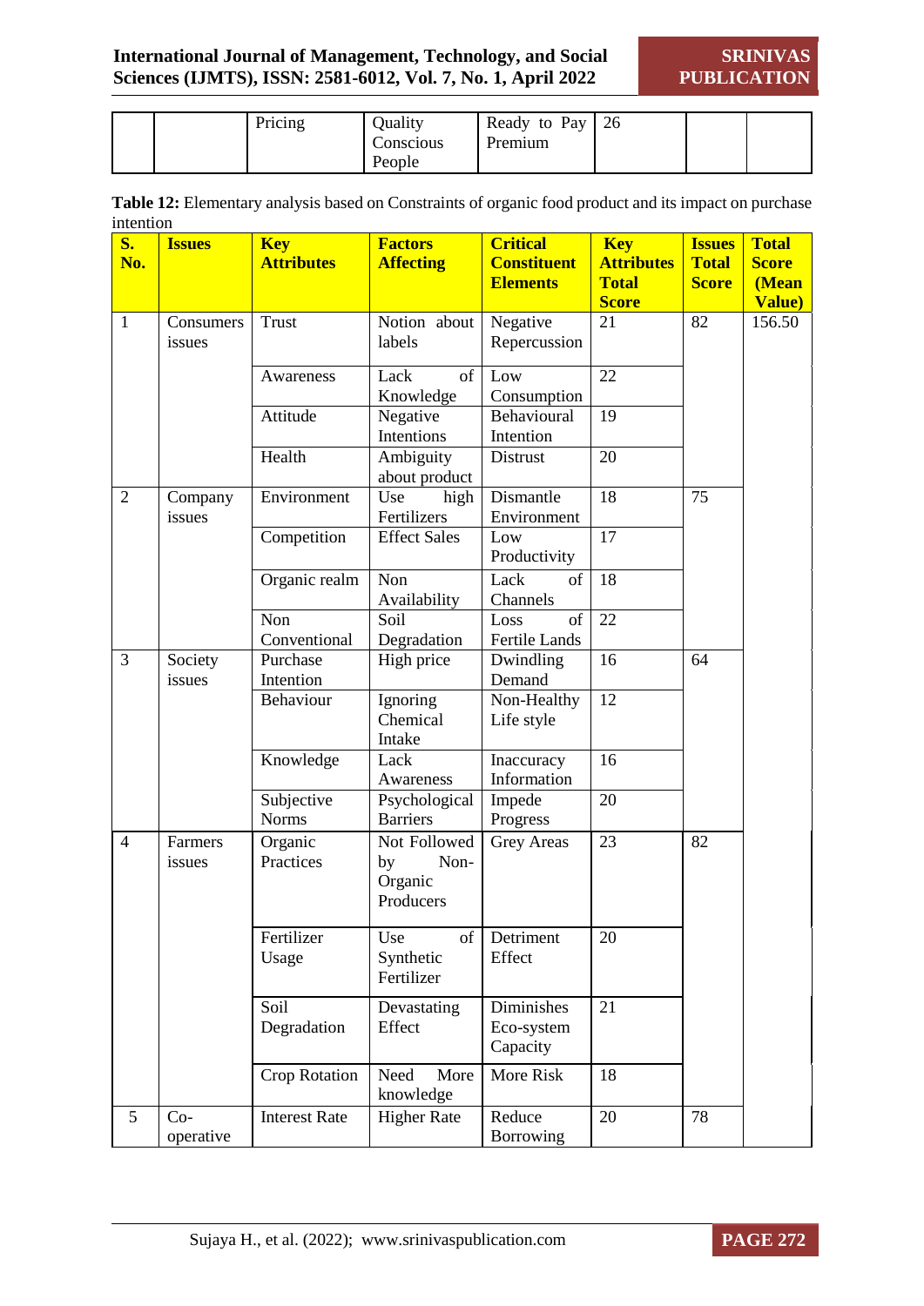| | | Pricing | Quality Conscious People | Ready to Pay Premium | 26 | | |
|---|---|---|---|---|---|---|---|

**Table 12:** Elementary analysis based on Constraints of organic food product and its impact on purchase intention

| S. No. | Issues | Key Attributes | Factors Affecting | Critical Constituent Elements | Key Attributes Total Score | Issues Total Score | Total Score (Mean Value) |
|---|---|---|---|---|---|---|---|
| 1 | Consumers issues | Trust | Notion about labels | Negative Repercussion | 21 | 82 | 156.50 |
| | | Awareness | Lack of Knowledge | Low Consumption | 22 | | |
| | | Attitude | Negative Intentions | Behavioural Intention | 19 | | |
| | | Health | Ambiguity about product | Distrust | 20 | | |
| 2 | Company issues | Environment | Use high Fertilizers | Dismantle Environment | 18 | 75 | |
| | | Competition | Effect Sales | Low Productivity | 17 | | |
| | | Organic realm | Non Availability | Lack of Channels | 18 | | |
| | | Non Conventional | Soil Degradation | Loss of Fertile Lands | 22 | | |
| 3 | Society issues | Purchase Intention | High price | Dwindling Demand | 16 | 64 | |
| | | Behaviour | Ignoring Chemical Intake | Non-Healthy Life style | 12 | | |
| | | Knowledge | Lack Awareness | Inaccuracy Information | 16 | | |
| | | Subjective Norms | Psychological Barriers | Impede Progress | 20 | | |
| 4 | Farmers issues | Organic Practices | Not Followed by Non-Organic Producers | Grey Areas | 23 | 82 | |
| | | Fertilizer Usage | Use of Synthetic Fertilizer | Detriment Effect | 20 | | |
| | | Soil Degradation | Devastating Effect | Diminishes Eco-system Capacity | 21 | | |
| | | Crop Rotation | Need More knowledge | More Risk | 18 | | |
| 5 | Co-operative | Interest Rate | Higher Rate | Reduce Borrowing | 20 | 78 | |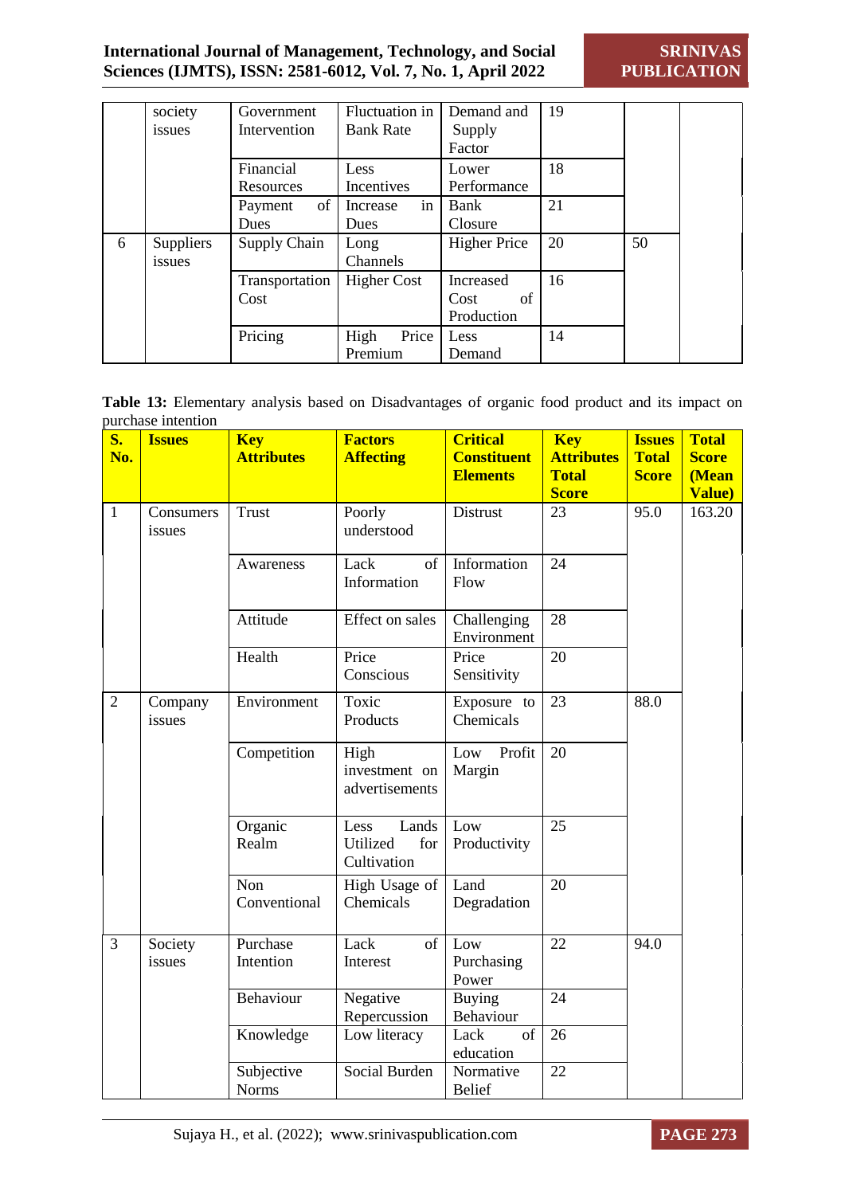| | | | | | | | |
|---|---|---|---|---|---|---|---|
| | society issues | Government Intervention | Fluctuation in Bank Rate | Demand and Supply Factor | 19 | | |
| | | Financial Resources | Less Incentives | Lower Performance | 18 | | |
| | | Payment of Dues | Increase in Dues | Bank Closure | 21 | | |
| 6 | Suppliers issues | Supply Chain | Long Channels | Higher Price | 20 | 50 | |
| | | Transportation Cost | Higher Cost | Increased Cost of Production | 16 | | |
| | | Pricing | High Price Premium | Less Demand | 14 | | |

**Table 13:** Elementary analysis based on Disadvantages of organic food product and its impact on purchase intention

| S. No. | Issues | Key Attributes | Factors Affecting | Critical Constituent Elements | Key Attributes Total Score | Issues Total Score | Total Score (Mean Value) |
|---|---|---|---|---|---|---|---|
| 1 | Consumers issues | Trust | Poorly understood | Distrust | 23 | 95.0 | 163.20 |
| | | Awareness | Lack of Information | Information Flow | 24 | | |
| | | Attitude | Effect on sales | Challenging Environment | 28 | | |
| | | Health | Price Conscious | Price Sensitivity | 20 | | |
| 2 | Company issues | Environment | Toxic Products | Exposure to Chemicals | 23 | 88.0 | |
| | | Competition | High investment on advertisements | Low Profit Margin | 20 | | |
| | | Organic Realm | Less Lands Utilized for Cultivation | Low Productivity | 25 | | |
| | | Non Conventional | High Usage of Chemicals | Land Degradation | 20 | | |
| 3 | Society issues | Purchase Intention | Lack of Interest | Low Purchasing Power | 22 | 94.0 | |
| | | Behaviour | Negative Repercussion | Buying Behaviour | 24 | | |
| | | Knowledge | Low literacy | Lack of education | 26 | | |
| | | Subjective Norms | Social Burden | Normative Belief | 22 | | |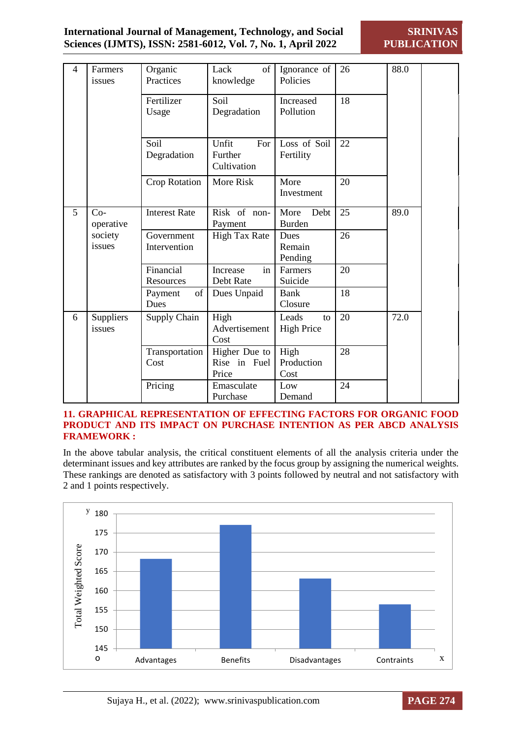| | | | | | | | |
|---|---|---|---|---|---|---|---|
| 4 | Farmers issues | Organic Practices | Lack of knowledge | Ignorance of Policies | 26 | 88.0 | |
| | | Fertilizer Usage | Soil Degradation | Increased Pollution | 18 | | |
| | | Soil Degradation | Unfit For Further Cultivation | Loss of Soil Fertility | 22 | | |
| | | Crop Rotation | More Risk | More Investment | 20 | | |
| 5 | Co-operative society issues | Interest Rate | Risk of non-Payment | More Debt Burden | 25 | 89.0 | |
| | | Government Intervention | High Tax Rate | Dues Remain Pending | 26 | | |
| | | Financial Resources | Increase in Debt Rate | Farmers Suicide | 20 | | |
| | | Payment of Dues | Dues Unpaid | Bank Closure | 18 | | |
| 6 | Suppliers issues | Supply Chain | High Advertisement Cost | Leads to High Price | 20 | 72.0 | |
| | | Transportation Cost | Higher Due to Rise in Fuel Price | High Production Cost | 28 | | |
| | | Pricing | Emasculate Purchase | Low Demand | 24 | | |

## 11. GRAPHICAL REPRESENTATION OF EFFECTING FACTORS FOR ORGANIC FOOD PRODUCT AND ITS IMPACT ON PURCHASE INTENTION AS PER ABCD ANALYSIS FRAMEWORK :

In the above tabular analysis, the critical constituent elements of all the analysis criteria under the determinant issues and key attributes are ranked by the focus group by assigning the numerical weights. These rankings are denoted as satisfactory with 3 points followed by neutral and not satisfactory with 2 and 1 points respectively.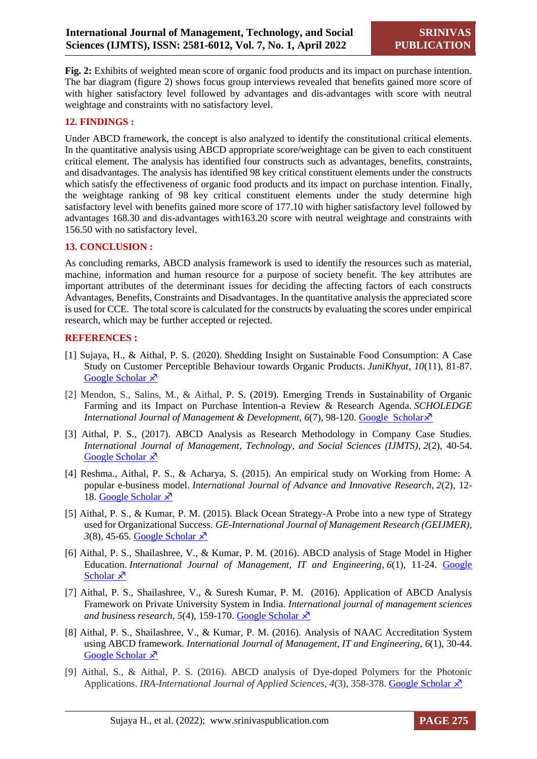**Fig. 2:** Exhibits of weighted mean score of organic food products and its impact on purchase intention. The bar diagram (figure 2) shows focus group interviews revealed that benefits gained more score of with higher satisfactory level followed by advantages and dis-advantages with score with neutral weightage and constraints with no satisfactory level.

## 12. FINDINGS :

Under ABCD framework, the concept is also analyzed to identify the constitutional critical elements. In the quantitative analysis using ABCD appropriate score/weightage can be given to each constituent critical element. The analysis has identified four constructs such as advantages, benefits, constraints, and disadvantages. The analysis has identified 98 key critical constituent elements under the constructs which satisfy the effectiveness of organic food products and its impact on purchase intention. Finally, the weightage ranking of 98 key critical constituent elements under the study determine high satisfactory level with benefits gained more score of 177.10 with higher satisfactory level followed by advantages 168.30 and dis-advantages with163.20 score with neutral weightage and constraints with 156.50 with no satisfactory level.

## 13. CONCLUSION :

As concluding remarks, ABCD analysis framework is used to identify the resources such as material, machine, information and human resource for a purpose of society benefit. The key attributes are important attributes of the determinant issues for deciding the affecting factors of each constructs Advantages, Benefits, Constraints and Disadvantages. In the quantitative analysis the appreciated score is used for CCE. The total score is calculated for the constructs by evaluating the scores under empirical research, which may be further accepted or rejected.

## REFERENCES :

[1] Sujaya, H., & Aithal, P. S. (2020). Shedding Insight on Sustainable Food Consumption: A Case Study on Customer Perceptible Behaviour towards Organic Products. *JuniKhyat*, *10*(11), 81-87. Google Scholar ↗

[2] Mendon, S., Salins, M., & Aithal, P. S. (2019). Emerging Trends in Sustainability of Organic Farming and its Impact on Purchase Intention-a Review & Research Agenda. *SCHOLEDGE International Journal of Management & Development*, *6*(7), 98-120. Google Scholar ↗

[3] Aithal, P. S., (2017). ABCD Analysis as Research Methodology in Company Case Studies. *International Journal of Management, Technology, and Social Sciences (IJMTS)*, *2*(2), 40-54. Google Scholar ↗

[4] Reshma., Aithal, P. S., & Acharya, S. (2015). An empirical study on Working from Home: A popular e-business model. *International Journal of Advance and Innovative Research*, *2*(2), 12-18. Google Scholar ↗

[5] Aithal, P. S., & Kumar, P. M. (2015). Black Ocean Strategy-A Probe into a new type of Strategy used for Organizational Success. *GE-International Journal of Management Research (GEIJMER)*, *3*(8), 45-65. Google Scholar ↗

[6] Aithal, P. S., Shailashree, V., & Kumar, P. M. (2016). ABCD analysis of Stage Model in Higher Education. *International Journal of Management, IT and Engineering*, *6*(1), 11-24. Google Scholar ↗

[7] Aithal, P. S., Shailashree, V., & Suresh Kumar, P. M. (2016). Application of ABCD Analysis Framework on Private University System in India. *International journal of management sciences and business research*, *5*(4), 159-170. Google Scholar ↗

[8] Aithal, P. S., Shailashree, V., & Kumar, P. M. (2016). Analysis of NAAC Accreditation System using ABCD framework. *International Journal of Management, IT and Engineering*, *6*(1), 30-44. Google Scholar ↗

[9] Aithal, S., & Aithal, P. S. (2016). ABCD analysis of Dye-doped Polymers for the Photonic Applications. *IRA-International Journal of Applied Sciences*, *4*(3), 358-378. Google Scholar ↗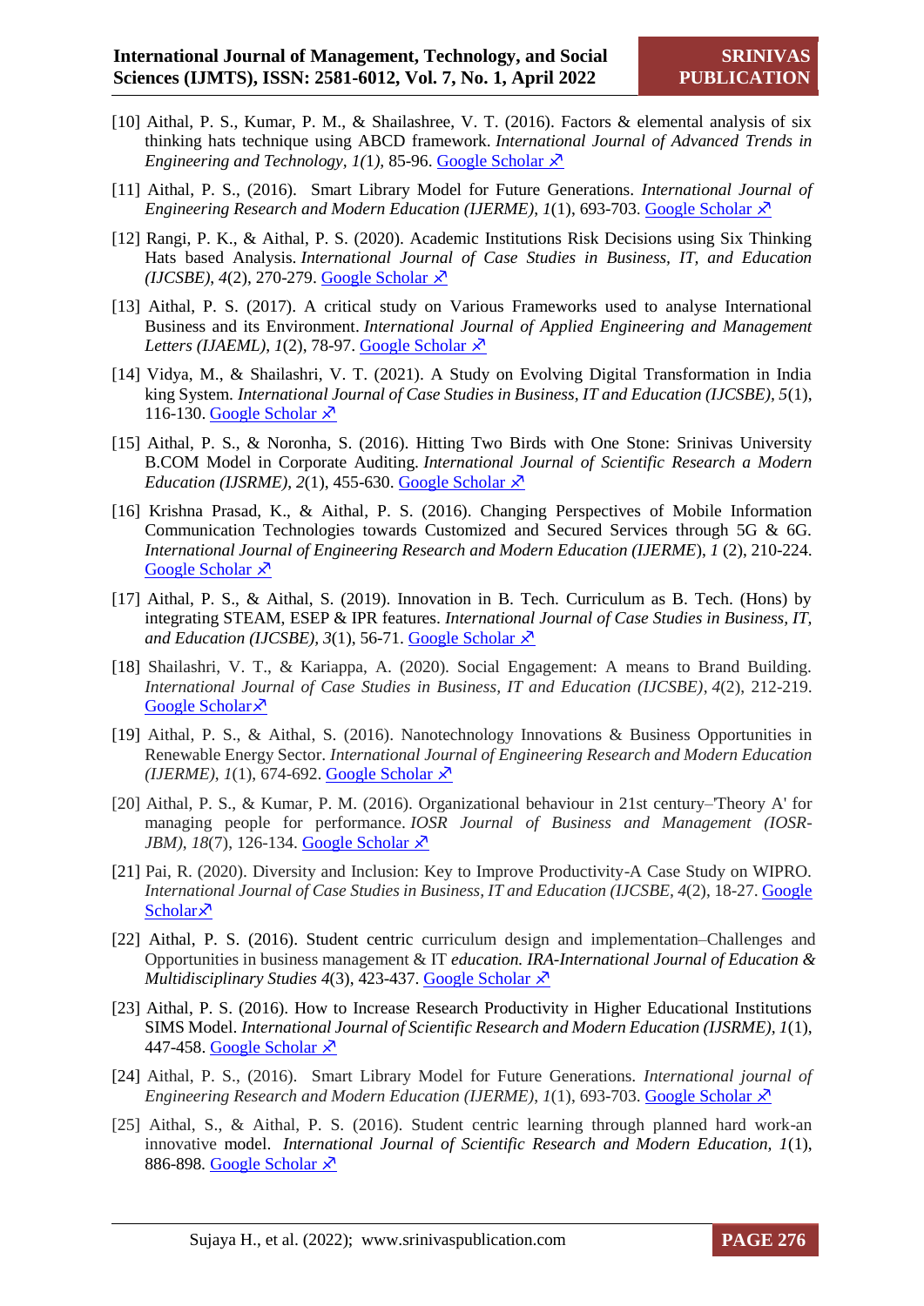[10] Aithal, P. S., Kumar, P. M., & Shailashree, V. T. (2016). Factors & elemental analysis of six thinking hats technique using ABCD framework. *International Journal of Advanced Trends in Engineering and Technology*, *1(1)*, 85-96. Google Scholar ↗

[11] Aithal, P. S., (2016). Smart Library Model for Future Generations. *International Journal of Engineering Research and Modern Education (IJERME)*, *1*(1), 693-703. Google Scholar ↗

[12] Rangi, P. K., & Aithal, P. S. (2020). Academic Institutions Risk Decisions using Six Thinking Hats based Analysis. *International Journal of Case Studies in Business, IT, and Education (IJCSBE)*, *4*(2), 270-279. Google Scholar ↗

[13] Aithal, P. S. (2017). A critical study on Various Frameworks used to analyse International Business and its Environment. *International Journal of Applied Engineering and Management Letters (IJAEML)*, *1*(2), 78-97. Google Scholar ↗

[14] Vidya, M., & Shailashri, V. T. (2021). A Study on Evolving Digital Transformation in India king System. *International Journal of Case Studies in Business, IT and Education (IJCSBE)*, *5*(1), 116-130. Google Scholar ↗

[15] Aithal, P. S., & Noronha, S. (2016). Hitting Two Birds with One Stone: Srinivas University B.COM Model in Corporate Auditing. *International Journal of Scientific Research a Modern Education (IJSRME)*, *2*(1), 455-630. Google Scholar ↗

[16] Krishna Prasad, K., & Aithal, P. S. (2016). Changing Perspectives of Mobile Information Communication Technologies towards Customized and Secured Services through 5G & 6G. *International Journal of Engineering Research and Modern Education (IJERME)*, *1* (2), 210-224. Google Scholar ↗

[17] Aithal, P. S., & Aithal, S. (2019). Innovation in B. Tech. Curriculum as B. Tech. (Hons) by integrating STEAM, ESEP & IPR features. *International Journal of Case Studies in Business, IT, and Education (IJCSBE)*, *3*(1), 56-71. Google Scholar ↗

[18] Shailashri, V. T., & Kariappa, A. (2020). Social Engagement: A means to Brand Building. *International Journal of Case Studies in Business, IT and Education (IJCSBE)*, *4*(2), 212-219. Google Scholar↗

[19] Aithal, P. S., & Aithal, S. (2016). Nanotechnology Innovations & Business Opportunities in Renewable Energy Sector. *International Journal of Engineering Research and Modern Education (IJERME)*, *1*(1), 674-692. Google Scholar ↗

[20] Aithal, P. S., & Kumar, P. M. (2016). Organizational behaviour in 21st century–'Theory A' for managing people for performance. *IOSR Journal of Business and Management (IOSR-JBM)*, *18*(7), 126-134. Google Scholar ↗

[21] Pai, R. (2020). Diversity and Inclusion: Key to Improve Productivity-A Case Study on WIPRO. *International Journal of Case Studies in Business, IT and Education (IJCSBE*, *4*(2), 18-27. Google Scholar↗

[22] Aithal, P. S. (2016). Student centric curriculum design and implementation–Challenges and Opportunities in business management & IT *education. IRA-International Journal of Education & Multidisciplinary Studies* *4*(3), 423-437. Google Scholar ↗

[23] Aithal, P. S. (2016). How to Increase Research Productivity in Higher Educational Institutions SIMS Model. *International Journal of Scientific Research and Modern Education (IJSRME)*, *1*(1), 447-458. Google Scholar ↗

[24] Aithal, P. S., (2016). Smart Library Model for Future Generations. *International journal of Engineering Research and Modern Education (IJERME)*, *1*(1), 693-703. Google Scholar ↗

[25] Aithal, S., & Aithal, P. S. (2016). Student centric learning through planned hard work-an innovative model. *International Journal of Scientific Research and Modern Education*, *1*(1), 886-898. Google Scholar ↗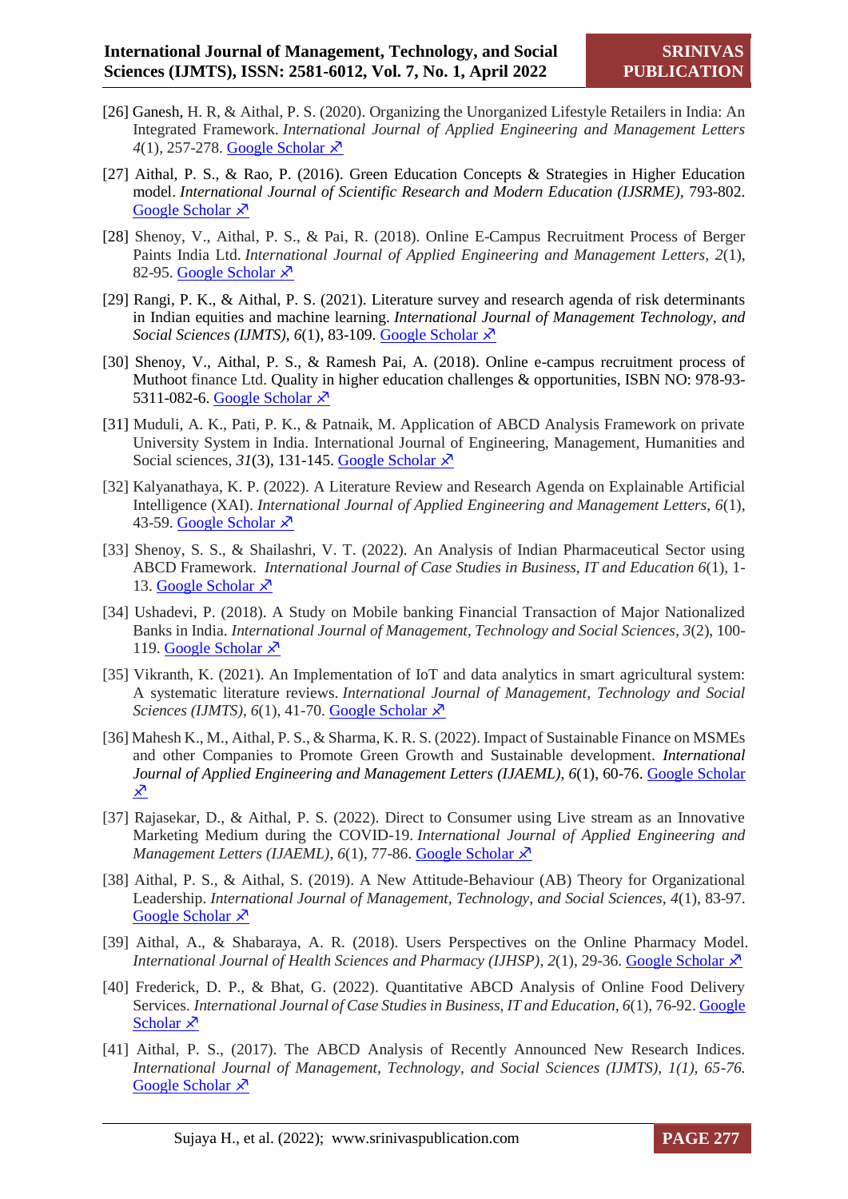[26] Ganesh, H. R, & Aithal, P. S. (2020). Organizing the Unorganized Lifestyle Retailers in India: An Integrated Framework. *International Journal of Applied Engineering and Management Letters 4*(1), 257-278. Google Scholar ↗

[27] Aithal, P. S., & Rao, P. (2016). Green Education Concepts & Strategies in Higher Education model. *International Journal of Scientific Research and Modern Education (IJSRME)*, 793-802. Google Scholar ↗

[28] Shenoy, V., Aithal, P. S., & Pai, R. (2018). Online E-Campus Recruitment Process of Berger Paints India Ltd. *International Journal of Applied Engineering and Management Letters, 2*(1), 82-95. Google Scholar ↗

[29] Rangi, P. K., & Aithal, P. S. (2021). Literature survey and research agenda of risk determinants in Indian equities and machine learning. *International Journal of Management Technology, and Social Sciences (IJMTS)*, *6*(1), 83-109. Google Scholar ↗

[30] Shenoy, V., Aithal, P. S., & Ramesh Pai, A. (2018). Online e-campus recruitment process of Muthoot finance Ltd. Quality in higher education challenges & opportunities, ISBN NO: 978-93-5311-082-6. Google Scholar ↗

[31] Muduli, A. K., Pati, P. K., & Patnaik, M. Application of ABCD Analysis Framework on private University System in India. International Journal of Engineering, Management, Humanities and Social sciences, *31*(3), 131-145. Google Scholar ↗

[32] Kalyanathaya, K. P. (2022). A Literature Review and Research Agenda on Explainable Artificial Intelligence (XAI). *International Journal of Applied Engineering and Management Letters, 6*(1), 43-59. Google Scholar ↗

[33] Shenoy, S. S., & Shailashri, V. T. (2022). An Analysis of Indian Pharmaceutical Sector using ABCD Framework. *International Journal of Case Studies in Business, IT and Education 6*(1), 1-13. Google Scholar ↗

[34] Ushadevi, P. (2018). A Study on Mobile banking Financial Transaction of Major Nationalized Banks in India. *International Journal of Management, Technology and Social Sciences*, *3*(2), 100-119. Google Scholar ↗

[35] Vikranth, K. (2021). An Implementation of IoT and data analytics in smart agricultural system: A systematic literature reviews. *International Journal of Management, Technology and Social Sciences (IJMTS)*, *6*(1), 41-70. Google Scholar ↗

[36] Mahesh K., M., Aithal, P. S., & Sharma, K. R. S. (2022). Impact of Sustainable Finance on MSMEs and other Companies to Promote Green Growth and Sustainable development. *International Journal of Applied Engineering and Management Letters (IJAEML), 6*(1), 60-76. Google Scholar ↗

[37] Rajasekar, D., & Aithal, P. S. (2022). Direct to Consumer using Live stream as an Innovative Marketing Medium during the COVID-19. *International Journal of Applied Engineering and Management Letters (IJAEML)*, *6*(1), 77-86. Google Scholar ↗

[38] Aithal, P. S., & Aithal, S. (2019). A New Attitude-Behaviour (AB) Theory for Organizational Leadership. *International Journal of Management, Technology, and Social Sciences*, *4*(1), 83-97. Google Scholar ↗

[39] Aithal, A., & Shabaraya, A. R. (2018). Users Perspectives on the Online Pharmacy Model. *International Journal of Health Sciences and Pharmacy (IJHSP)*, *2*(1), 29-36. Google Scholar ↗

[40] Frederick, D. P., & Bhat, G. (2022). Quantitative ABCD Analysis of Online Food Delivery Services. *International Journal of Case Studies in Business, IT and Education*, *6*(1), 76-92. Google Scholar ↗

[41] Aithal, P. S., (2017). The ABCD Analysis of Recently Announced New Research Indices. *International Journal of Management, Technology, and Social Sciences (IJMTS), 1(1), 65-76.* Google Scholar ↗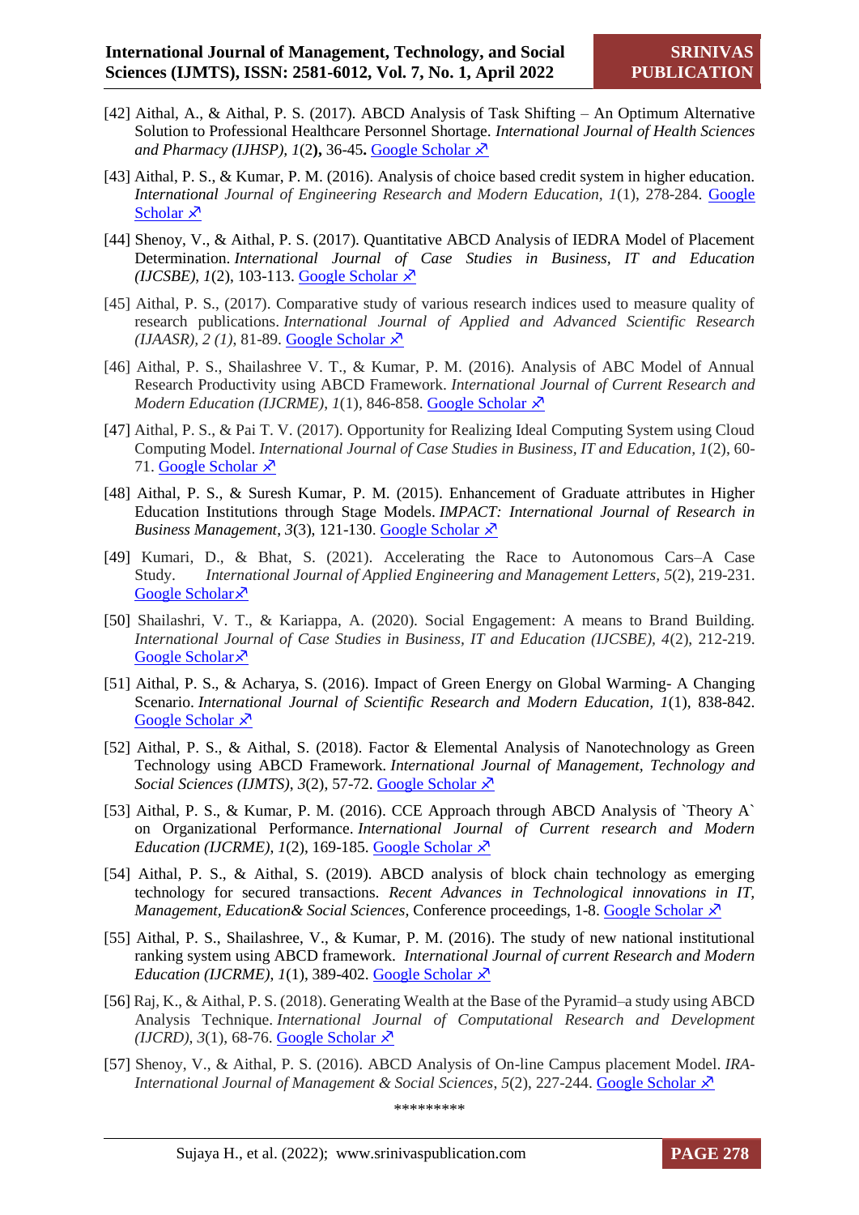[42] Aithal, A., & Aithal, P. S. (2017). ABCD Analysis of Task Shifting – An Optimum Alternative Solution to Professional Healthcare Personnel Shortage. *International Journal of Health Sciences and Pharmacy (IJHSP), 1*(2**)**, 36-45**.** Google Scholar ↗

[43] Aithal, P. S., & Kumar, P. M. (2016). Analysis of choice based credit system in higher education. *International Journal of Engineering Research and Modern Education, 1*(1), 278-284. Google Scholar ↗

[44] Shenoy, V., & Aithal, P. S. (2017). Quantitative ABCD Analysis of IEDRA Model of Placement Determination. *International Journal of Case Studies in Business, IT and Education (IJCSBE)*, *1*(2), 103-113. Google Scholar ↗

[45] Aithal, P. S., (2017). Comparative study of various research indices used to measure quality of research publications. *International Journal of Applied and Advanced Scientific Research (IJAASR), 2 (1),* 81-89. Google Scholar ↗

[46] Aithal, P. S., Shailashree V. T., & Kumar, P. M. (2016). Analysis of ABC Model of Annual Research Productivity using ABCD Framework. *International Journal of Current Research and Modern Education (IJCRME)*, *1*(1), 846-858. Google Scholar ↗

[47] Aithal, P. S., & Pai T. V. (2017). Opportunity for Realizing Ideal Computing System using Cloud Computing Model. *International Journal of Case Studies in Business, IT and Education, 1*(2), 60-71. Google Scholar ↗

[48] Aithal, P. S., & Suresh Kumar, P. M. (2015). Enhancement of Graduate attributes in Higher Education Institutions through Stage Models. *IMPACT: International Journal of Research in Business Management*, *3*(3), 121-130. Google Scholar ↗

[49] Kumari, D., & Bhat, S. (2021). Accelerating the Race to Autonomous Cars–A Case Study. *International Journal of Applied Engineering and Management Letters, 5*(2), 219-231. Google Scholar↗

[50] Shailashri, V. T., & Kariappa, A. (2020). Social Engagement: A means to Brand Building. *International Journal of Case Studies in Business, IT and Education (IJCSBE), 4*(2), 212-219. Google Scholar↗

[51] Aithal, P. S., & Acharya, S. (2016). Impact of Green Energy on Global Warming- A Changing Scenario. *International Journal of Scientific Research and Modern Education, 1*(1), 838-842. Google Scholar ↗

[52] Aithal, P. S., & Aithal, S. (2018). Factor & Elemental Analysis of Nanotechnology as Green Technology using ABCD Framework. *International Journal of Management, Technology and Social Sciences (IJMTS), 3*(2), 57-72. Google Scholar ↗

[53] Aithal, P. S., & Kumar, P. M. (2016). CCE Approach through ABCD Analysis of `Theory A` on Organizational Performance. *International Journal of Current research and Modern Education (IJCRME), 1*(2), 169-185. Google Scholar ↗

[54] Aithal, P. S., & Aithal, S. (2019). ABCD analysis of block chain technology as emerging technology for secured transactions. *Recent Advances in Technological innovations in IT, Management, Education& Social Sciences*, Conference proceedings, 1-8. Google Scholar ↗

[55] Aithal, P. S., Shailashree, V., & Kumar, P. M. (2016). The study of new national institutional ranking system using ABCD framework. *International Journal of current Research and Modern Education (IJCRME), 1*(1), 389-402. Google Scholar ↗

[56] Raj, K., & Aithal, P. S. (2018). Generating Wealth at the Base of the Pyramid–a study using ABCD Analysis Technique. *International Journal of Computational Research and Development (IJCRD), 3*(1), 68-76. Google Scholar ↗

[57] Shenoy, V., & Aithal, P. S. (2016). ABCD Analysis of On-line Campus placement Model. *IRA-International Journal of Management & Social Sciences*, *5*(2), 227-244. Google Scholar ↗

*********